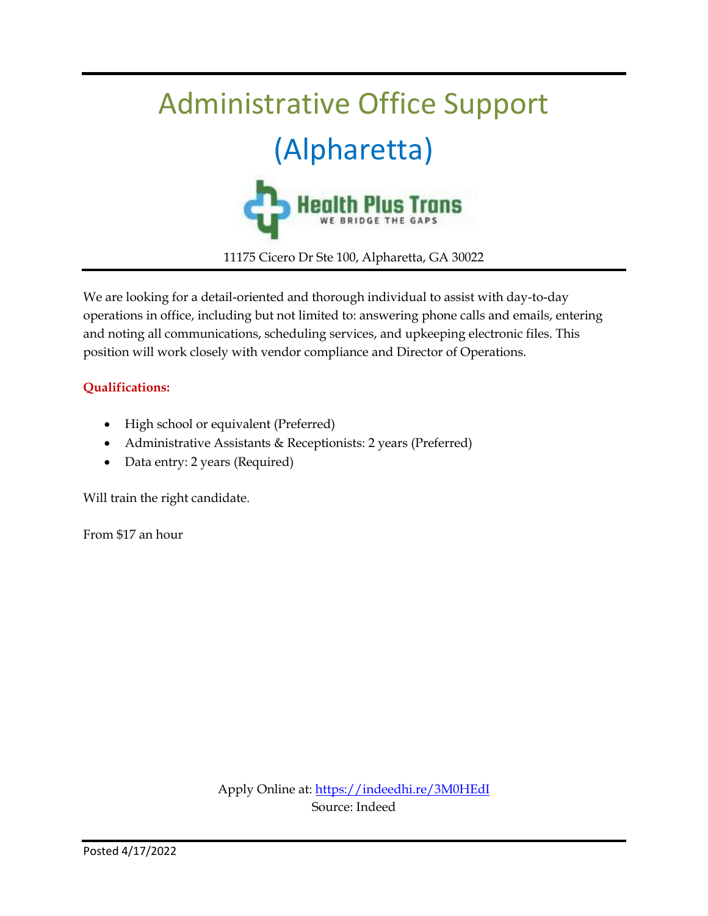# Administrative Office Support (Alpharetta)

Health Plus Trans
WE BRIDGE THE GAPS

11175 Cicero Dr Ste 100, Alpharetta, GA 30022

We are looking for a detail-oriented and thorough individual to assist with day-to-day operations in office, including but not limited to: answering phone calls and emails, entering and noting all communications, scheduling services, and upkeeping electronic files. This position will work closely with vendor compliance and Director of Operations.

**Qualifications:**

- High school or equivalent (Preferred)
- Administrative Assistants & Receptionists: 2 years (Preferred)
- Data entry: 2 years (Required)

Will train the right candidate.

From $17 an hour

Apply Online at: https://indeedhi.re/3M0HEdI
Source: Indeed

Posted 4/17/2022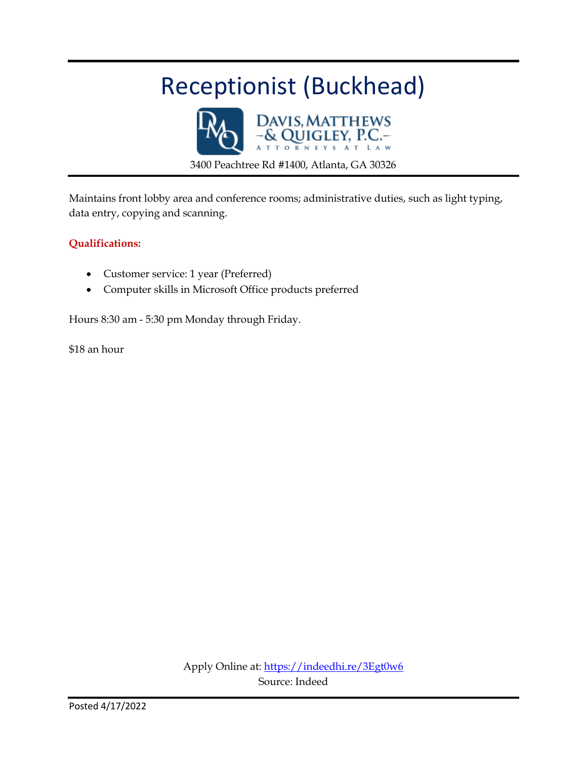# Receptionist (Buckhead)

DAVIS, MATTHEWS & QUIGLEY, P.C.
ATTORNEYS AT LAW

3400 Peachtree Rd #1400, Atlanta, GA 30326

Maintains front lobby area and conference rooms; administrative duties, such as light typing, data entry, copying and scanning.

**Qualifications:**

- Customer service: 1 year (Preferred)
- Computer skills in Microsoft Office products preferred

Hours 8:30 am - 5:30 pm Monday through Friday.

$18 an hour

Apply Online at: https://indeedhi.re/3Egt0w6
Source: Indeed

Posted 4/17/2022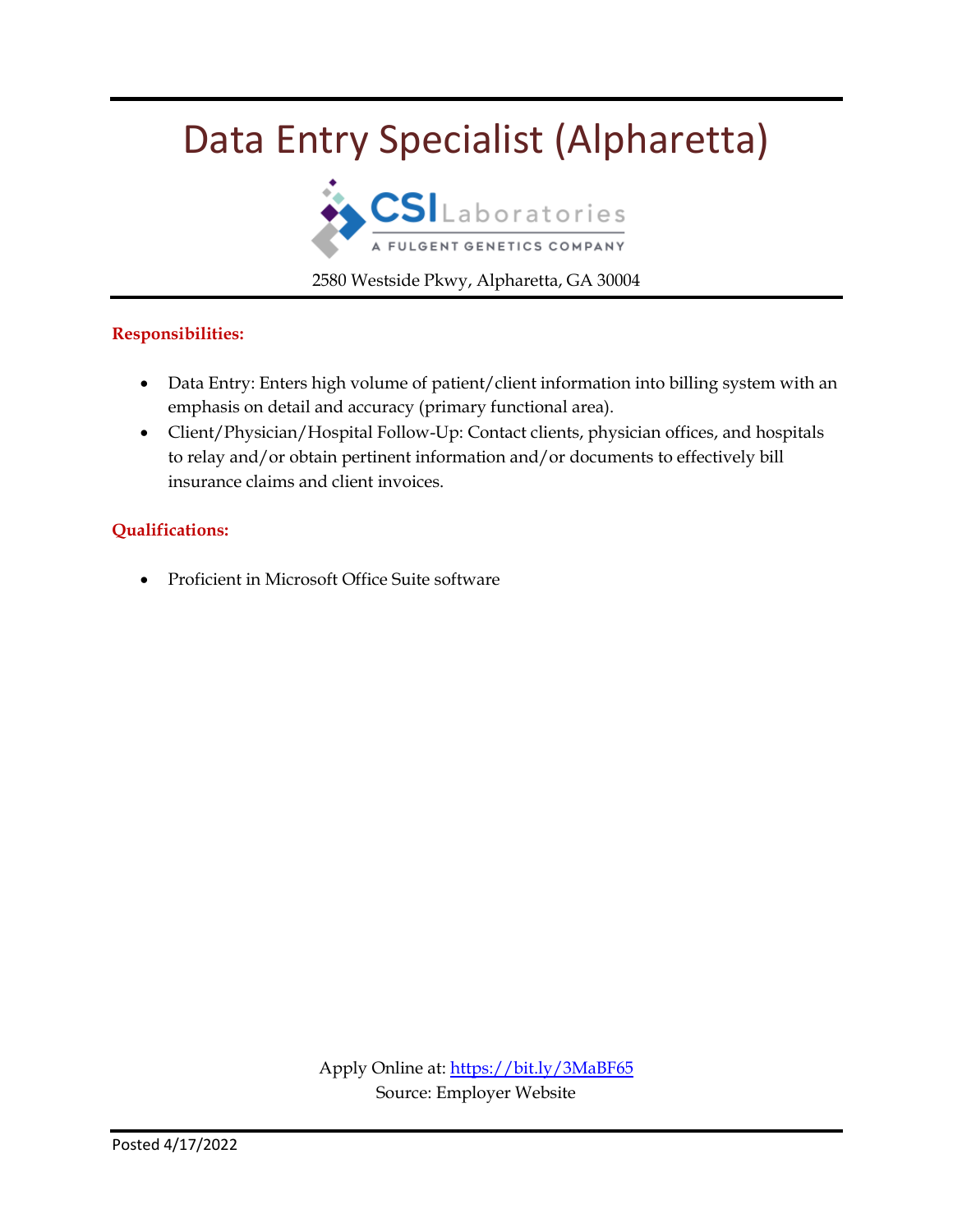# Data Entry Specialist (Alpharetta)

CSI Laboratories
A FULGENT GENETICS COMPANY

2580 Westside Pkwy, Alpharetta, GA 30004

**Responsibilities:**

- Data Entry: Enters high volume of patient/client information into billing system with an emphasis on detail and accuracy (primary functional area).
- Client/Physician/Hospital Follow-Up: Contact clients, physician offices, and hospitals to relay and/or obtain pertinent information and/or documents to effectively bill insurance claims and client invoices.

**Qualifications:**

- Proficient in Microsoft Office Suite software

Apply Online at: https://bit.ly/3MaBF65
Source: Employer Website

Posted 4/17/2022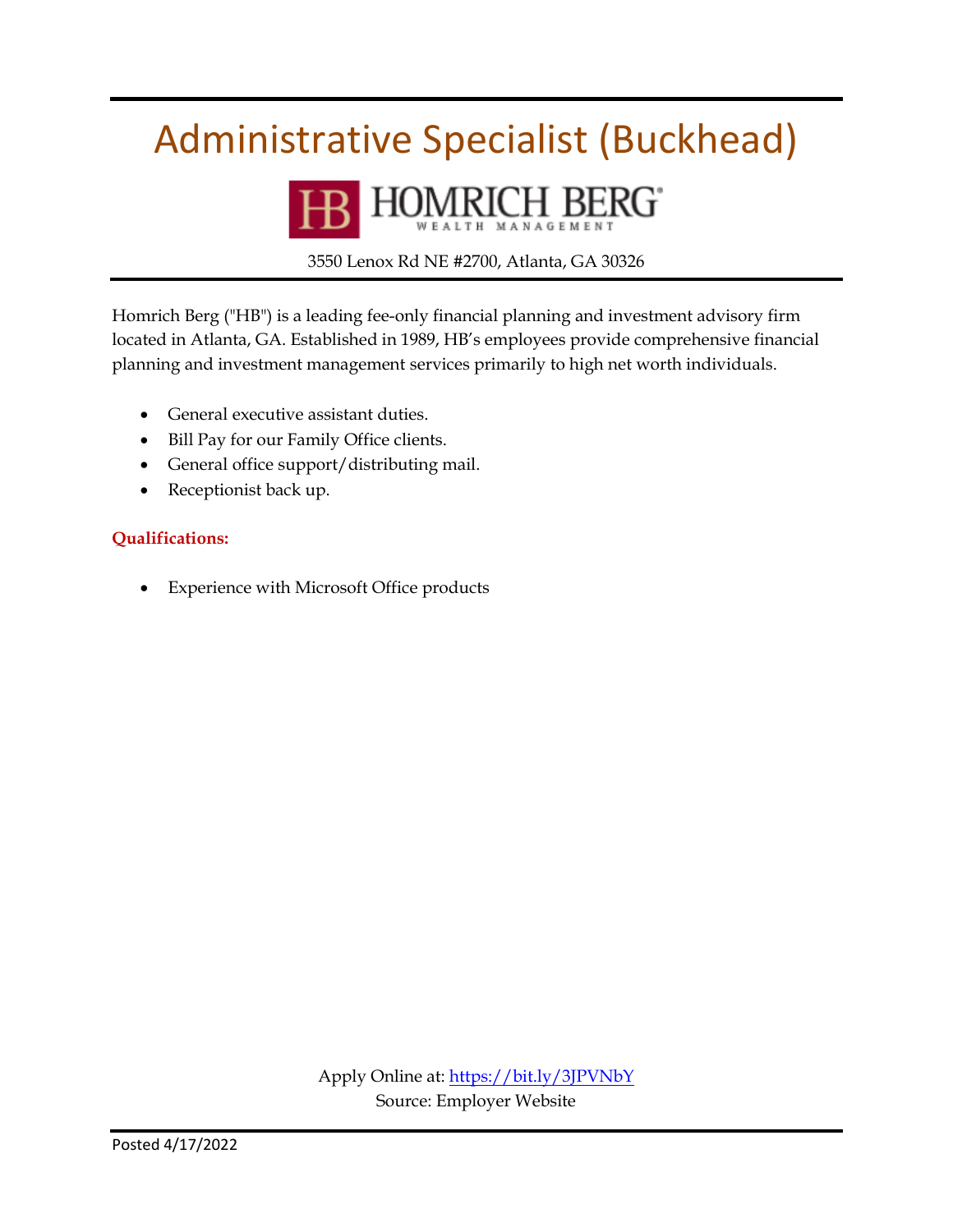# Administrative Specialist (Buckhead)

HOMRICH BERG
WEALTH MANAGEMENT

3550 Lenox Rd NE #2700, Atlanta, GA 30326

Homrich Berg ("HB") is a leading fee-only financial planning and investment advisory firm located in Atlanta, GA. Established in 1989, HB's employees provide comprehensive financial planning and investment management services primarily to high net worth individuals.

- General executive assistant duties.
- Bill Pay for our Family Office clients.
- General office support/distributing mail.
- Receptionist back up.

**Qualifications:**

- Experience with Microsoft Office products

Apply Online at: https://bit.ly/3JPVNbY
Source: Employer Website

Posted 4/17/2022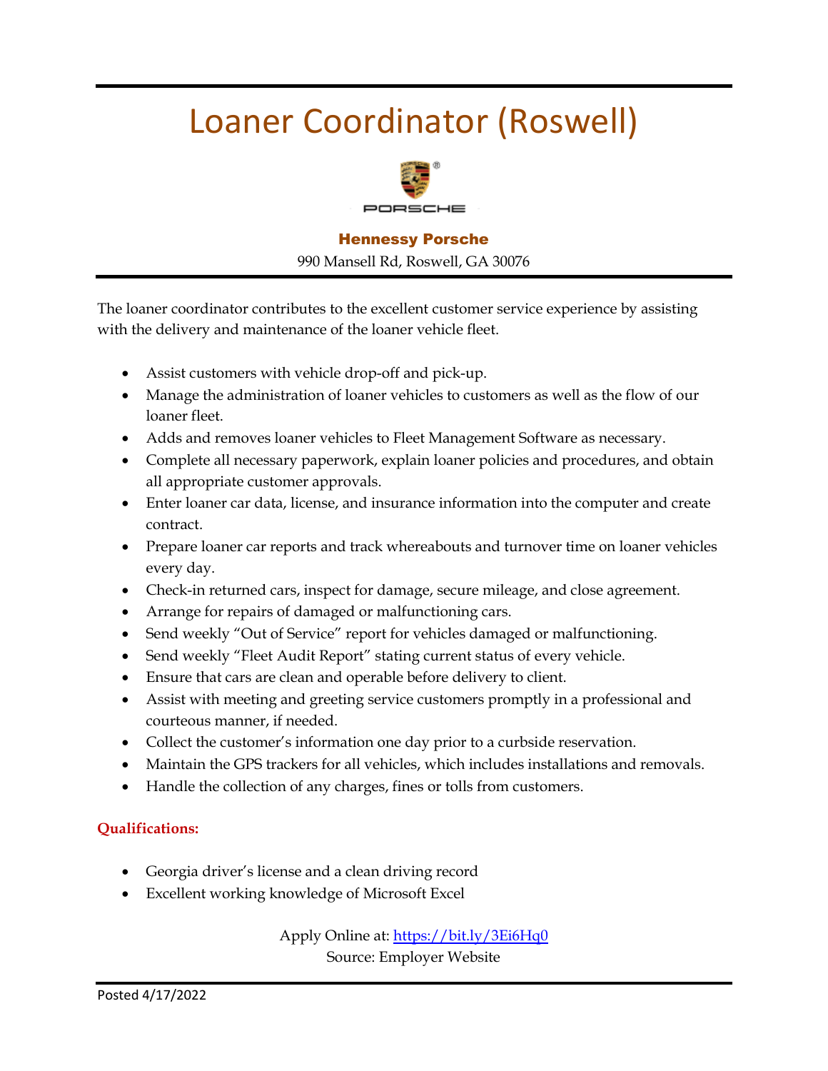# Loaner Coordinator (Roswell)

PORSCHE

**Hennessy Porsche**

990 Mansell Rd, Roswell, GA 30076

The loaner coordinator contributes to the excellent customer service experience by assisting with the delivery and maintenance of the loaner vehicle fleet.

- Assist customers with vehicle drop-off and pick-up.
- Manage the administration of loaner vehicles to customers as well as the flow of our loaner fleet.
- Adds and removes loaner vehicles to Fleet Management Software as necessary.
- Complete all necessary paperwork, explain loaner policies and procedures, and obtain all appropriate customer approvals.
- Enter loaner car data, license, and insurance information into the computer and create contract.
- Prepare loaner car reports and track whereabouts and turnover time on loaner vehicles every day.
- Check-in returned cars, inspect for damage, secure mileage, and close agreement.
- Arrange for repairs of damaged or malfunctioning cars.
- Send weekly "Out of Service" report for vehicles damaged or malfunctioning.
- Send weekly "Fleet Audit Report" stating current status of every vehicle.
- Ensure that cars are clean and operable before delivery to client.
- Assist with meeting and greeting service customers promptly in a professional and courteous manner, if needed.
- Collect the customer's information one day prior to a curbside reservation.
- Maintain the GPS trackers for all vehicles, which includes installations and removals.
- Handle the collection of any charges, fines or tolls from customers.

**Qualifications:**

- Georgia driver's license and a clean driving record
- Excellent working knowledge of Microsoft Excel

Apply Online at: https://bit.ly/3Ei6Hq0
Source: Employer Website

Posted 4/17/2022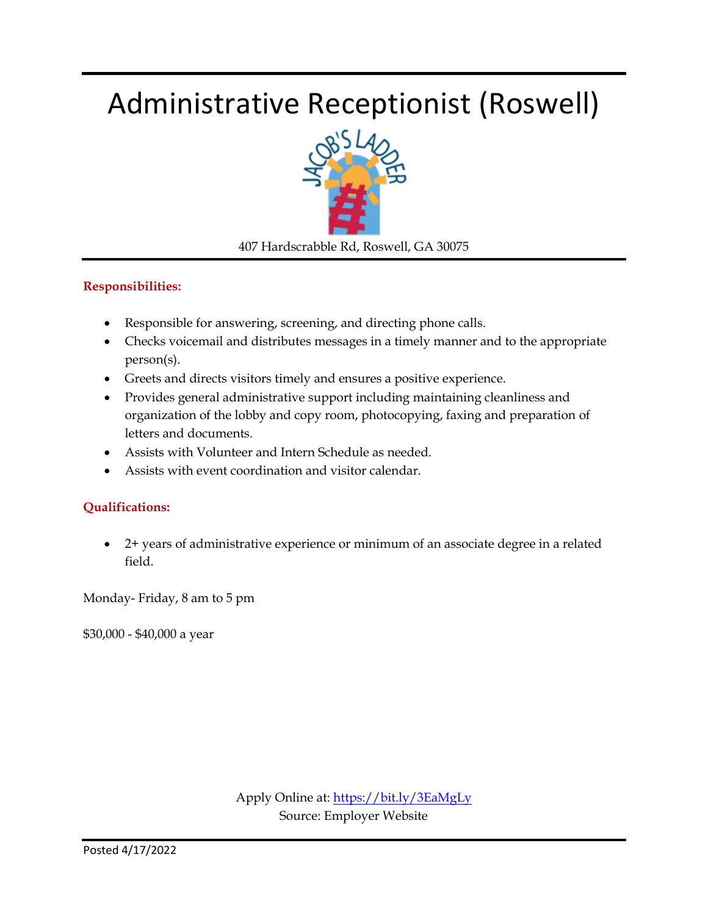# Administrative Receptionist (Roswell)

407 Hardscrabble Rd, Roswell, GA 30075

**Responsibilities:**

- Responsible for answering, screening, and directing phone calls.
- Checks voicemail and distributes messages in a timely manner and to the appropriate person(s).
- Greets and directs visitors timely and ensures a positive experience.
- Provides general administrative support including maintaining cleanliness and organization of the lobby and copy room, photocopying, faxing and preparation of letters and documents.
- Assists with Volunteer and Intern Schedule as needed.
- Assists with event coordination and visitor calendar.

**Qualifications:**

- 2+ years of administrative experience or minimum of an associate degree in a related field.

Monday- Friday, 8 am to 5 pm

$30,000 - $40,000 a year

Apply Online at: https://bit.ly/3EaMgLy
Source: Employer Website

Posted 4/17/2022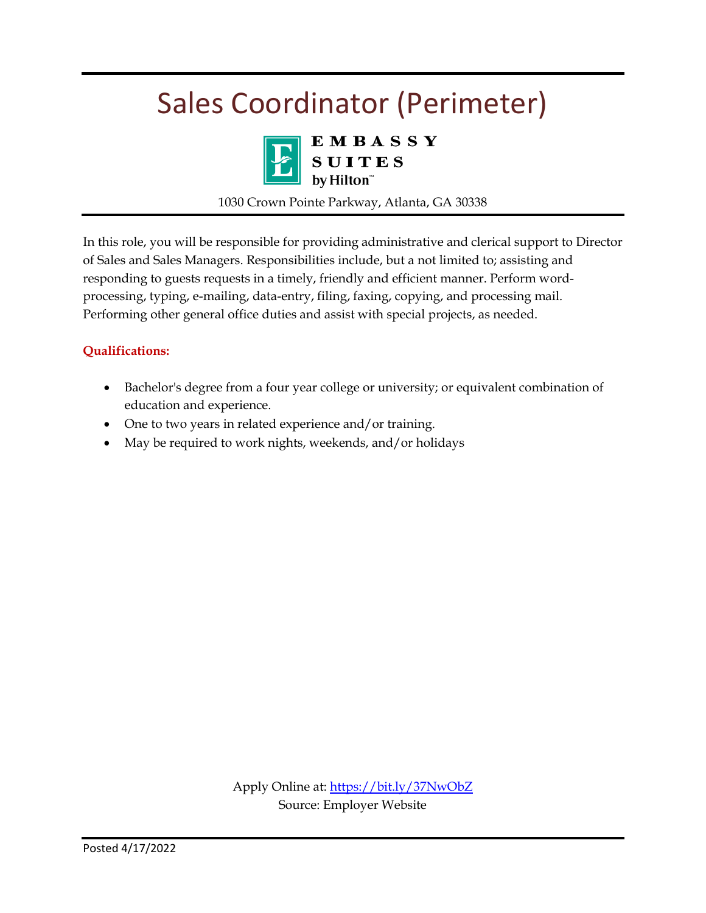# Sales Coordinator (Perimeter)

EMBASSY SUITES by Hilton

1030 Crown Pointe Parkway, Atlanta, GA 30338

In this role, you will be responsible for providing administrative and clerical support to Director of Sales and Sales Managers. Responsibilities include, but a not limited to; assisting and responding to guests requests in a timely, friendly and efficient manner. Perform word-processing, typing, e-mailing, data-entry, filing, faxing, copying, and processing mail. Performing other general office duties and assist with special projects, as needed.

**Qualifications:**

- Bachelor's degree from a four year college or university; or equivalent combination of education and experience.
- One to two years in related experience and/or training.
- May be required to work nights, weekends, and/or holidays

Apply Online at: https://bit.ly/37NwObZ
Source: Employer Website

Posted 4/17/2022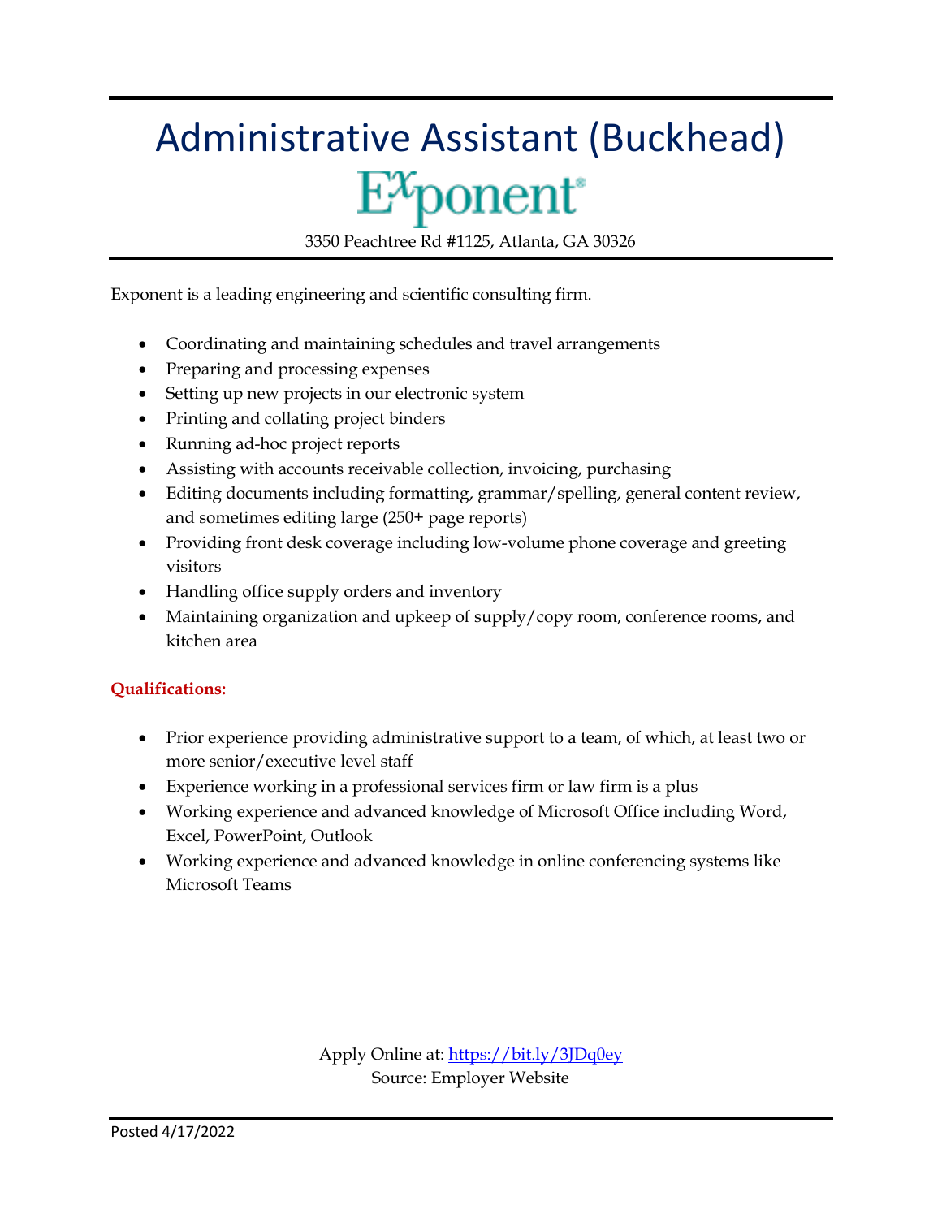# Administrative Assistant (Buckhead)

Exponent

3350 Peachtree Rd #1125, Atlanta, GA 30326

Exponent is a leading engineering and scientific consulting firm.

- Coordinating and maintaining schedules and travel arrangements
- Preparing and processing expenses
- Setting up new projects in our electronic system
- Printing and collating project binders
- Running ad-hoc project reports
- Assisting with accounts receivable collection, invoicing, purchasing
- Editing documents including formatting, grammar/spelling, general content review, and sometimes editing large (250+ page reports)
- Providing front desk coverage including low-volume phone coverage and greeting visitors
- Handling office supply orders and inventory
- Maintaining organization and upkeep of supply/copy room, conference rooms, and kitchen area

**Qualifications:**

- Prior experience providing administrative support to a team, of which, at least two or more senior/executive level staff
- Experience working in a professional services firm or law firm is a plus
- Working experience and advanced knowledge of Microsoft Office including Word, Excel, PowerPoint, Outlook
- Working experience and advanced knowledge in online conferencing systems like Microsoft Teams

Apply Online at: https://bit.ly/3JDq0ey
Source: Employer Website

Posted 4/17/2022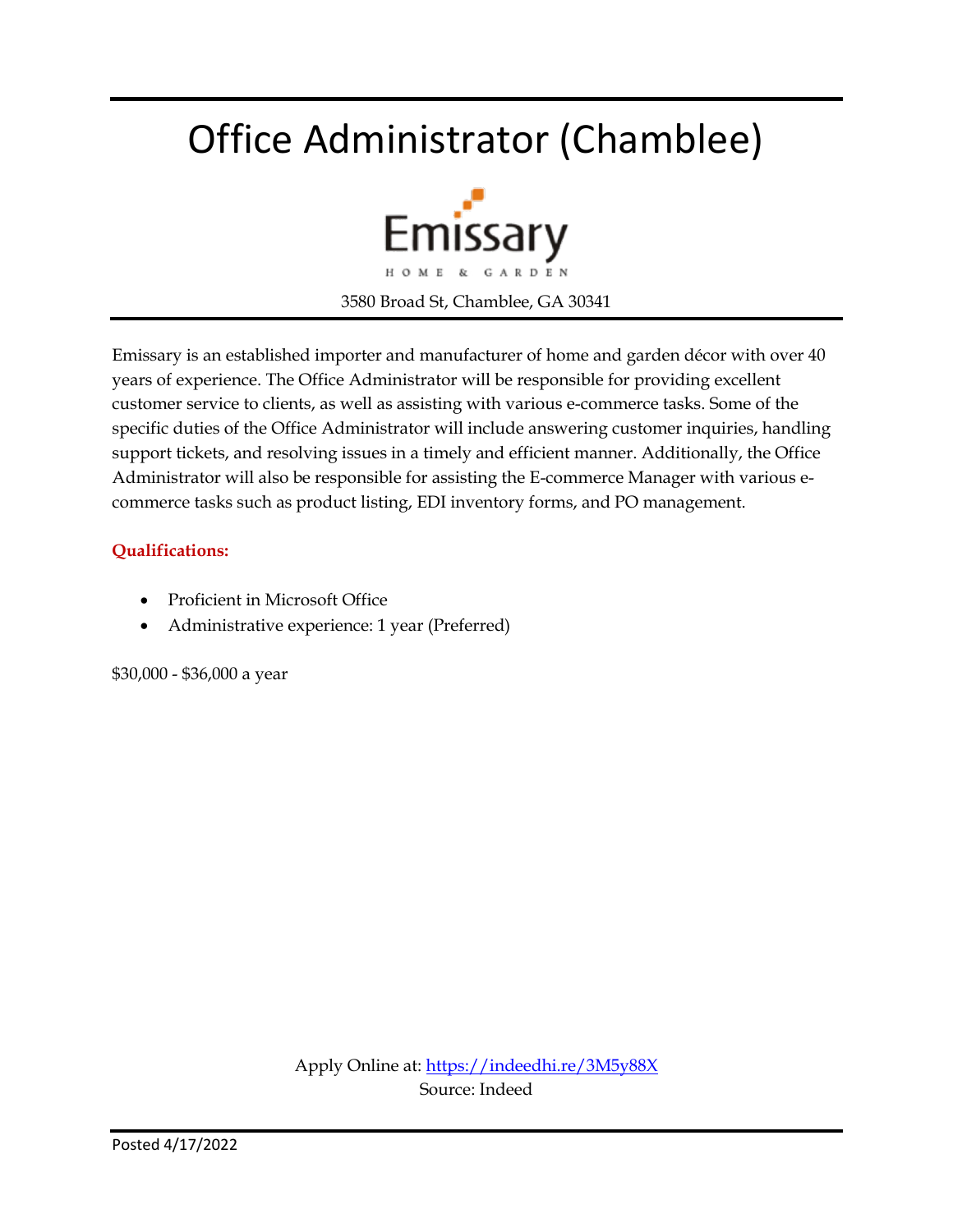# Office Administrator (Chamblee)

Emissary

HOME & GARDEN

3580 Broad St, Chamblee, GA 30341

Emissary is an established importer and manufacturer of home and garden décor with over 40 years of experience. The Office Administrator will be responsible for providing excellent customer service to clients, as well as assisting with various e-commerce tasks. Some of the specific duties of the Office Administrator will include answering customer inquiries, handling support tickets, and resolving issues in a timely and efficient manner. Additionally, the Office Administrator will also be responsible for assisting the E-commerce Manager with various e-commerce tasks such as product listing, EDI inventory forms, and PO management.

**Qualifications:**

- Proficient in Microsoft Office
- Administrative experience: 1 year (Preferred)

$30,000 - $36,000 a year

Apply Online at: https://indeedhi.re/3M5y88X
Source: Indeed

Posted 4/17/2022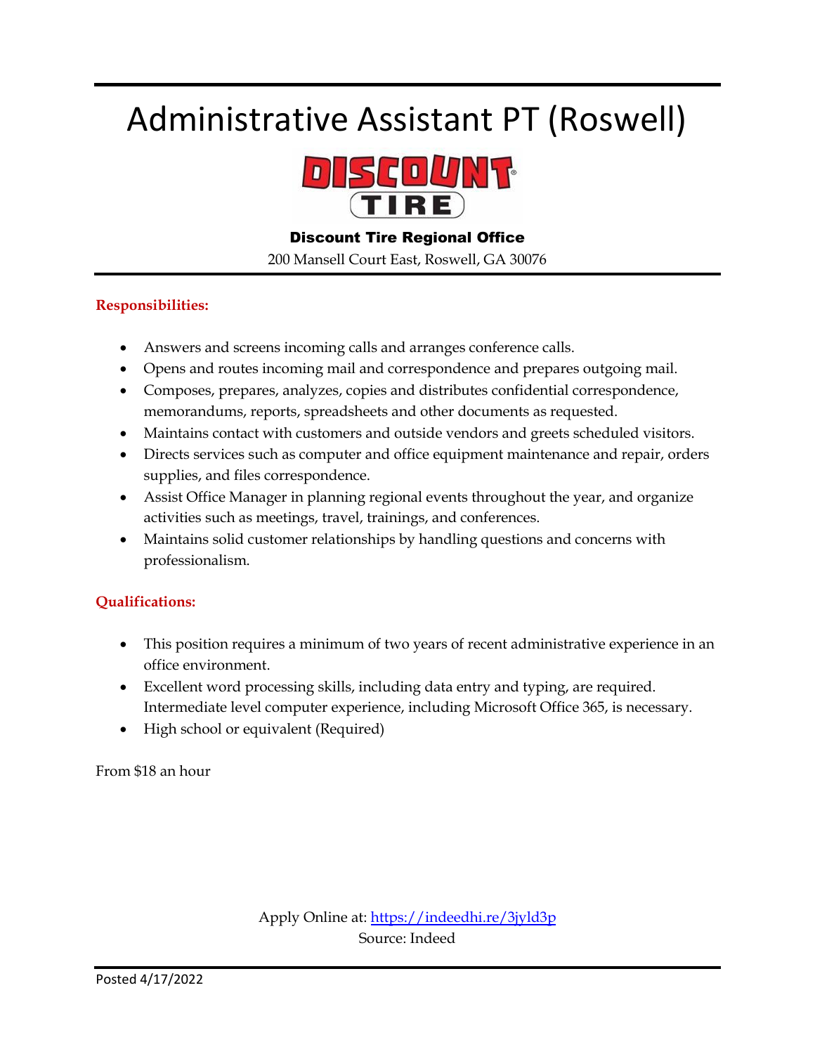# Administrative Assistant PT (Roswell)

DISCOUNT TIRE

**Discount Tire Regional Office**

200 Mansell Court East, Roswell, GA 30076

**Responsibilities:**

- Answers and screens incoming calls and arranges conference calls.
- Opens and routes incoming mail and correspondence and prepares outgoing mail.
- Composes, prepares, analyzes, copies and distributes confidential correspondence, memorandums, reports, spreadsheets and other documents as requested.
- Maintains contact with customers and outside vendors and greets scheduled visitors.
- Directs services such as computer and office equipment maintenance and repair, orders supplies, and files correspondence.
- Assist Office Manager in planning regional events throughout the year, and organize activities such as meetings, travel, trainings, and conferences.
- Maintains solid customer relationships by handling questions and concerns with professionalism.

**Qualifications:**

- This position requires a minimum of two years of recent administrative experience in an office environment.
- Excellent word processing skills, including data entry and typing, are required. Intermediate level computer experience, including Microsoft Office 365, is necessary.
- High school or equivalent (Required)

From $18 an hour

Apply Online at: https://indeedhi.re/3jyld3p

Source: Indeed

Posted 4/17/2022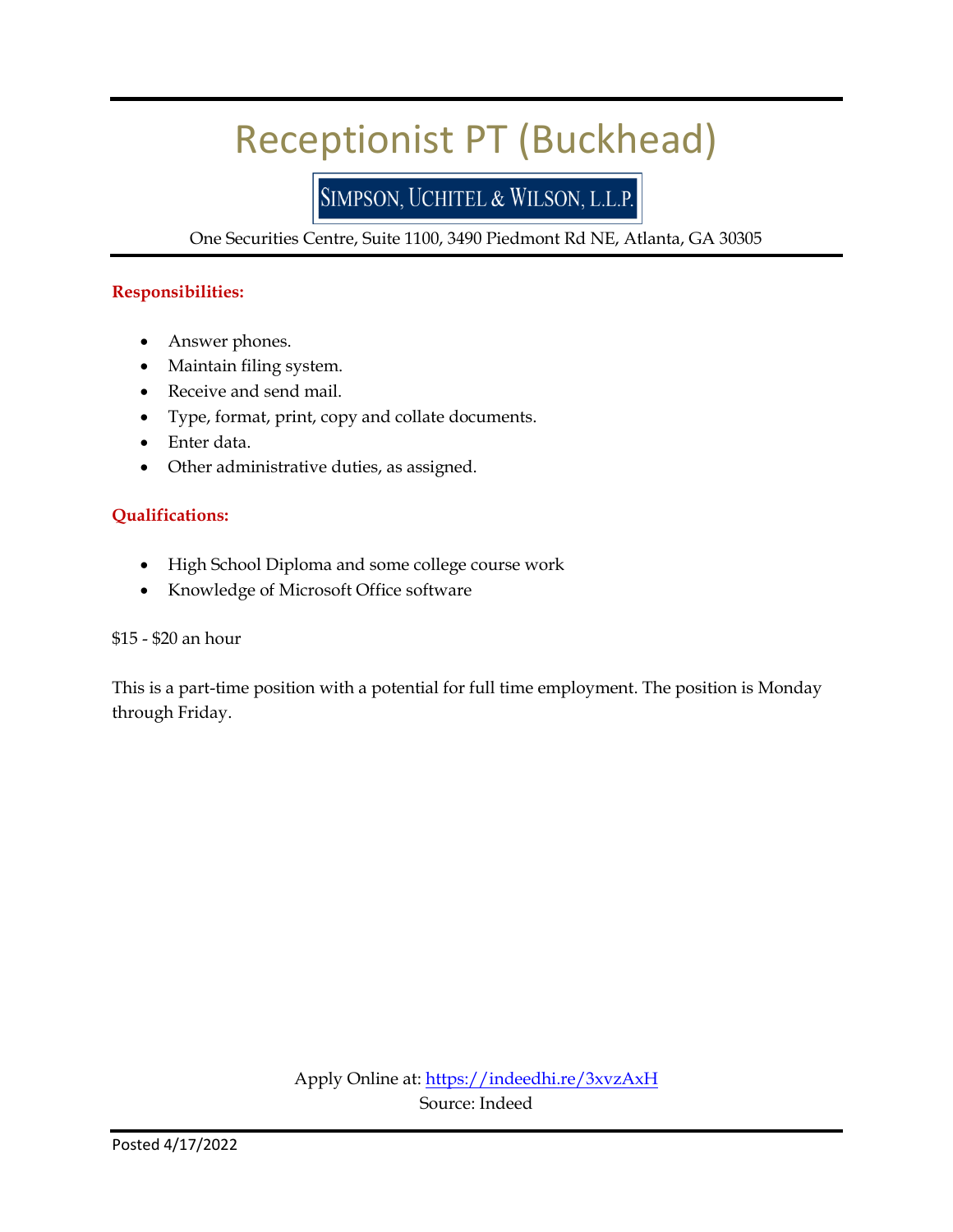# Receptionist PT (Buckhead)

SIMPSON, UCHITEL & WILSON, L.L.P.

One Securities Centre, Suite 1100, 3490 Piedmont Rd NE, Atlanta, GA 30305

**Responsibilities:**

- Answer phones.
- Maintain filing system.
- Receive and send mail.
- Type, format, print, copy and collate documents.
- Enter data.
- Other administrative duties, as assigned.

**Qualifications:**

- High School Diploma and some college course work
- Knowledge of Microsoft Office software

$15 - $20 an hour

This is a part-time position with a potential for full time employment. The position is Monday through Friday.

Apply Online at: https://indeedhi.re/3xvzAxH

Source: Indeed

Posted 4/17/2022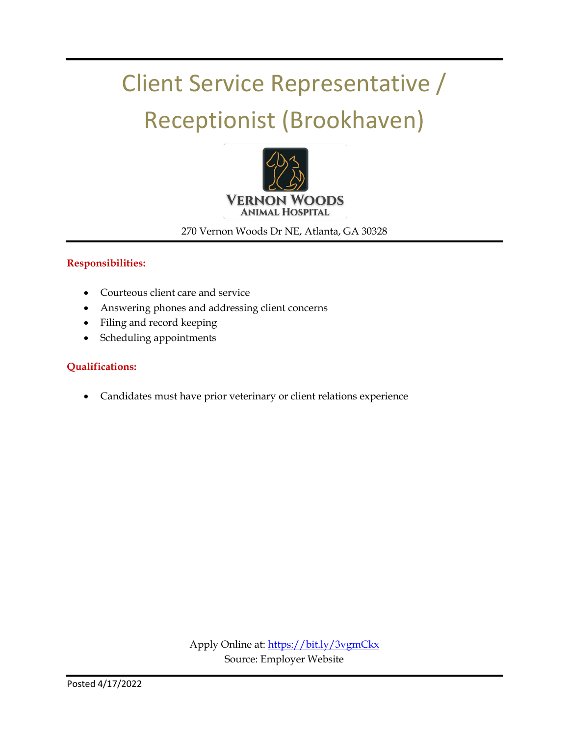# Client Service Representative / Receptionist (Brookhaven)

VERNON WOODS
ANIMAL HOSPITAL

270 Vernon Woods Dr NE, Atlanta, GA 30328

**Responsibilities:**

- Courteous client care and service
- Answering phones and addressing client concerns
- Filing and record keeping
- Scheduling appointments

**Qualifications:**

- Candidates must have prior veterinary or client relations experience

Apply Online at: [https://bit.ly/3vgmCkx](https://bit.ly/3vgmCkx)
Source: Employer Website

Posted 4/17/2022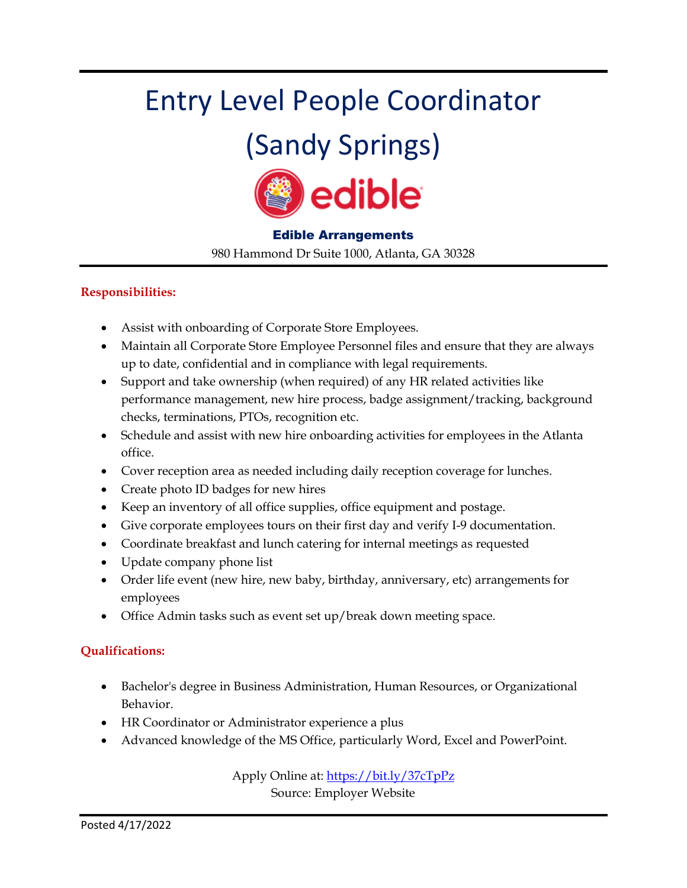# Entry Level People Coordinator (Sandy Springs)

**Edible Arrangements**

980 Hammond Dr Suite 1000, Atlanta, GA 30328

**Responsibilities:**

- Assist with onboarding of Corporate Store Employees.
- Maintain all Corporate Store Employee Personnel files and ensure that they are always up to date, confidential and in compliance with legal requirements.
- Support and take ownership (when required) of any HR related activities like performance management, new hire process, badge assignment/tracking, background checks, terminations, PTOs, recognition etc.
- Schedule and assist with new hire onboarding activities for employees in the Atlanta office.
- Cover reception area as needed including daily reception coverage for lunches.
- Create photo ID badges for new hires
- Keep an inventory of all office supplies, office equipment and postage.
- Give corporate employees tours on their first day and verify I-9 documentation.
- Coordinate breakfast and lunch catering for internal meetings as requested
- Update company phone list
- Order life event (new hire, new baby, birthday, anniversary, etc) arrangements for employees
- Office Admin tasks such as event set up/break down meeting space.

**Qualifications:**

- Bachelor's degree in Business Administration, Human Resources, or Organizational Behavior.
- HR Coordinator or Administrator experience a plus
- Advanced knowledge of the MS Office, particularly Word, Excel and PowerPoint.

Apply Online at: https://bit.ly/37cTpPz
Source: Employer Website

Posted 4/17/2022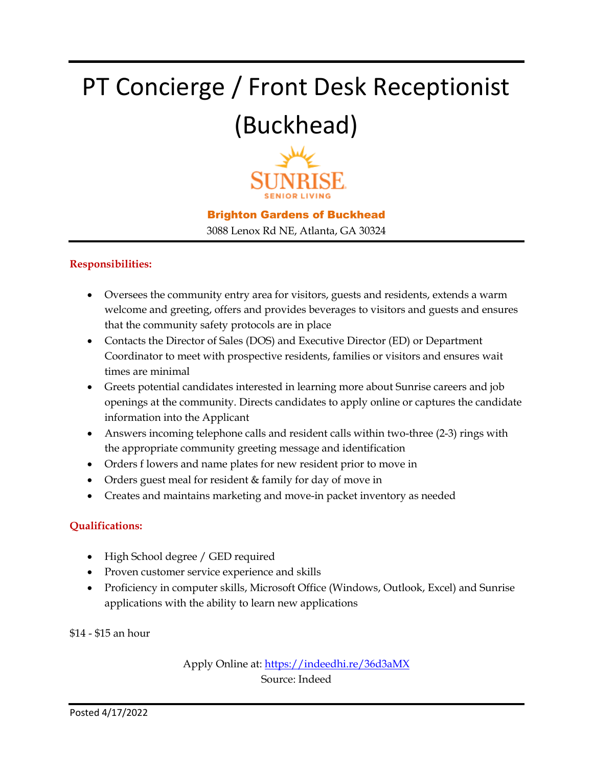# PT Concierge / Front Desk Receptionist (Buckhead)

SUNRISE
SENIOR LIVING

**Brighton Gardens of Buckhead**
3088 Lenox Rd NE, Atlanta, GA 30324

**Responsibilities:**

- Oversees the community entry area for visitors, guests and residents, extends a warm welcome and greeting, offers and provides beverages to visitors and guests and ensures that the community safety protocols are in place
- Contacts the Director of Sales (DOS) and Executive Director (ED) or Department Coordinator to meet with prospective residents, families or visitors and ensures wait times are minimal
- Greets potential candidates interested in learning more about Sunrise careers and job openings at the community. Directs candidates to apply online or captures the candidate information into the Applicant
- Answers incoming telephone calls and resident calls within two-three (2-3) rings with the appropriate community greeting message and identification
- Orders f lowers and name plates for new resident prior to move in
- Orders guest meal for resident & family for day of move in
- Creates and maintains marketing and move-in packet inventory as needed

**Qualifications:**

- High School degree / GED required
- Proven customer service experience and skills
- Proficiency in computer skills, Microsoft Office (Windows, Outlook, Excel) and Sunrise applications with the ability to learn new applications

$14 - $15 an hour

Apply Online at: https://indeedhi.re/36d3aMX
Source: Indeed

Posted 4/17/2022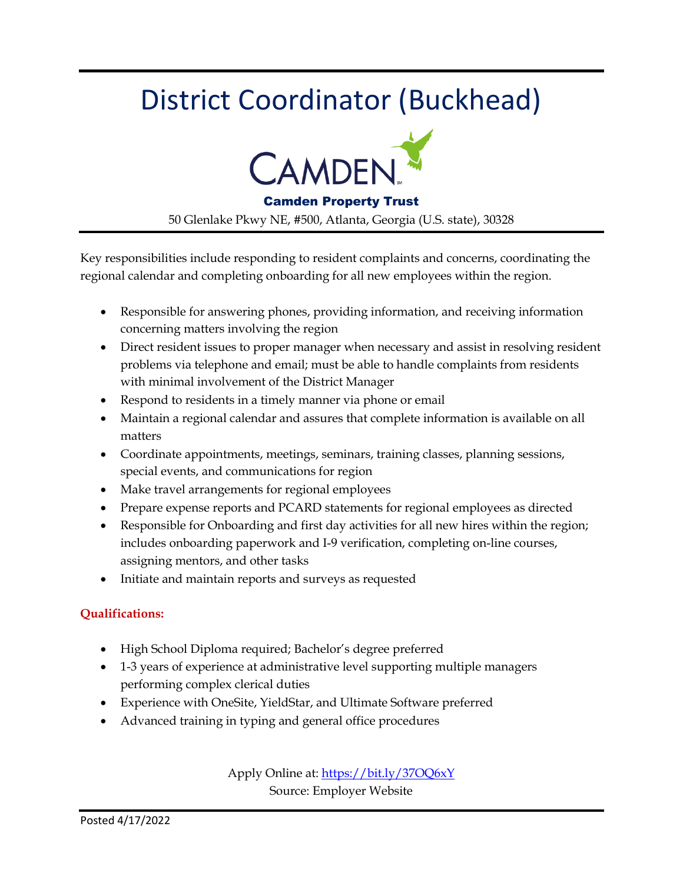# District Coordinator (Buckhead)

**Camden Property Trust**

50 Glenlake Pkwy NE, #500, Atlanta, Georgia (U.S. state), 30328

Key responsibilities include responding to resident complaints and concerns, coordinating the regional calendar and completing onboarding for all new employees within the region.

- Responsible for answering phones, providing information, and receiving information concerning matters involving the region
- Direct resident issues to proper manager when necessary and assist in resolving resident problems via telephone and email; must be able to handle complaints from residents with minimal involvement of the District Manager
- Respond to residents in a timely manner via phone or email
- Maintain a regional calendar and assures that complete information is available on all matters
- Coordinate appointments, meetings, seminars, training classes, planning sessions, special events, and communications for region
- Make travel arrangements for regional employees
- Prepare expense reports and PCARD statements for regional employees as directed
- Responsible for Onboarding and first day activities for all new hires within the region; includes onboarding paperwork and I-9 verification, completing on-line courses, assigning mentors, and other tasks
- Initiate and maintain reports and surveys as requested

**Qualifications:**

- High School Diploma required; Bachelor's degree preferred
- 1-3 years of experience at administrative level supporting multiple managers performing complex clerical duties
- Experience with OneSite, YieldStar, and Ultimate Software preferred
- Advanced training in typing and general office procedures

Apply Online at: https://bit.ly/37OQ6xY
Source: Employer Website

Posted 4/17/2022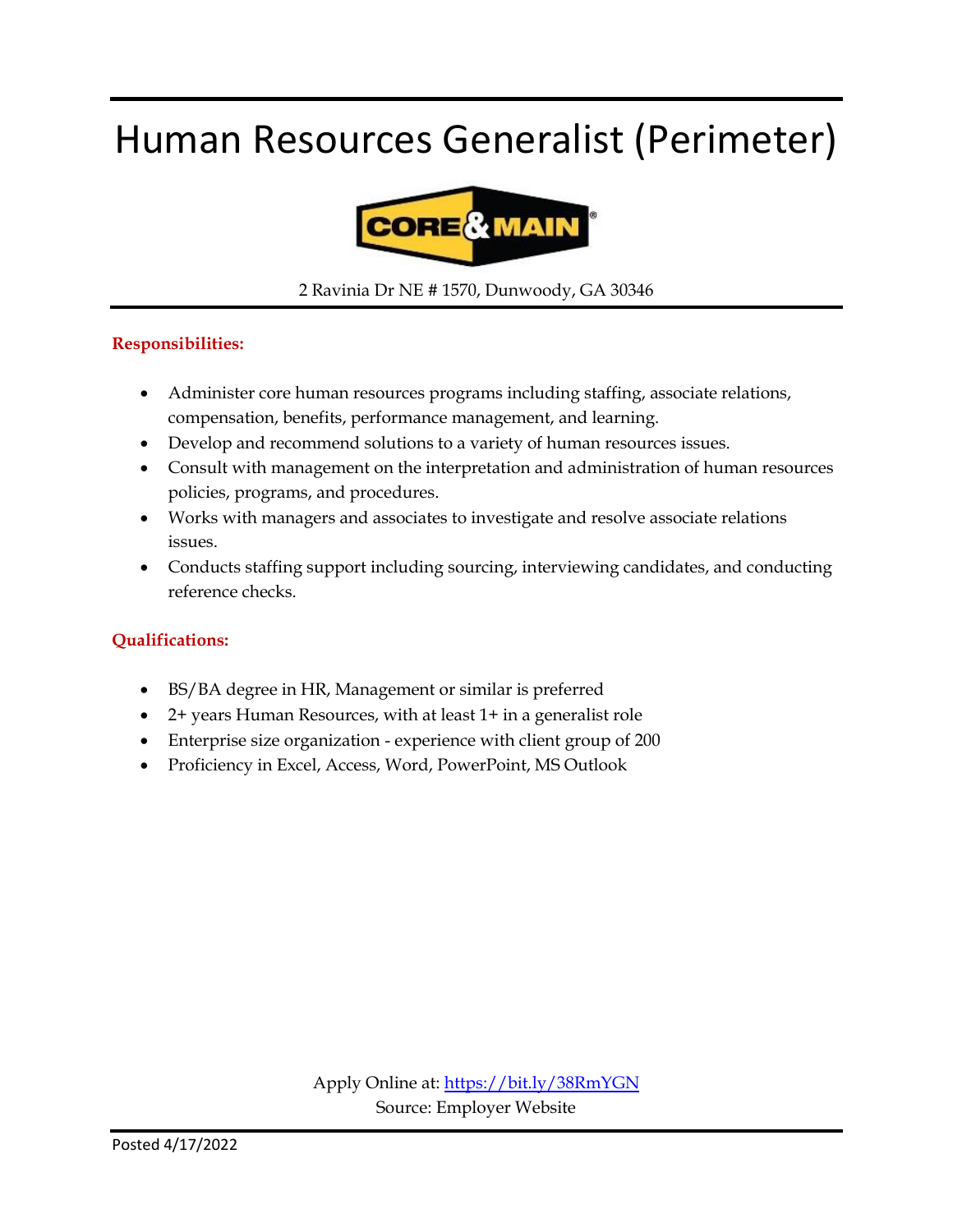# Human Resources Generalist (Perimeter)

CORE & MAIN

2 Ravinia Dr NE # 1570, Dunwoody, GA 30346

**Responsibilities:**

- Administer core human resources programs including staffing, associate relations, compensation, benefits, performance management, and learning.
- Develop and recommend solutions to a variety of human resources issues.
- Consult with management on the interpretation and administration of human resources policies, programs, and procedures.
- Works with managers and associates to investigate and resolve associate relations issues.
- Conducts staffing support including sourcing, interviewing candidates, and conducting reference checks.

**Qualifications:**

- BS/BA degree in HR, Management or similar is preferred
- 2+ years Human Resources, with at least 1+ in a generalist role
- Enterprise size organization - experience with client group of 200
- Proficiency in Excel, Access, Word, PowerPoint, MS Outlook

Apply Online at: https://bit.ly/38RmYGN
Source: Employer Website

Posted 4/17/2022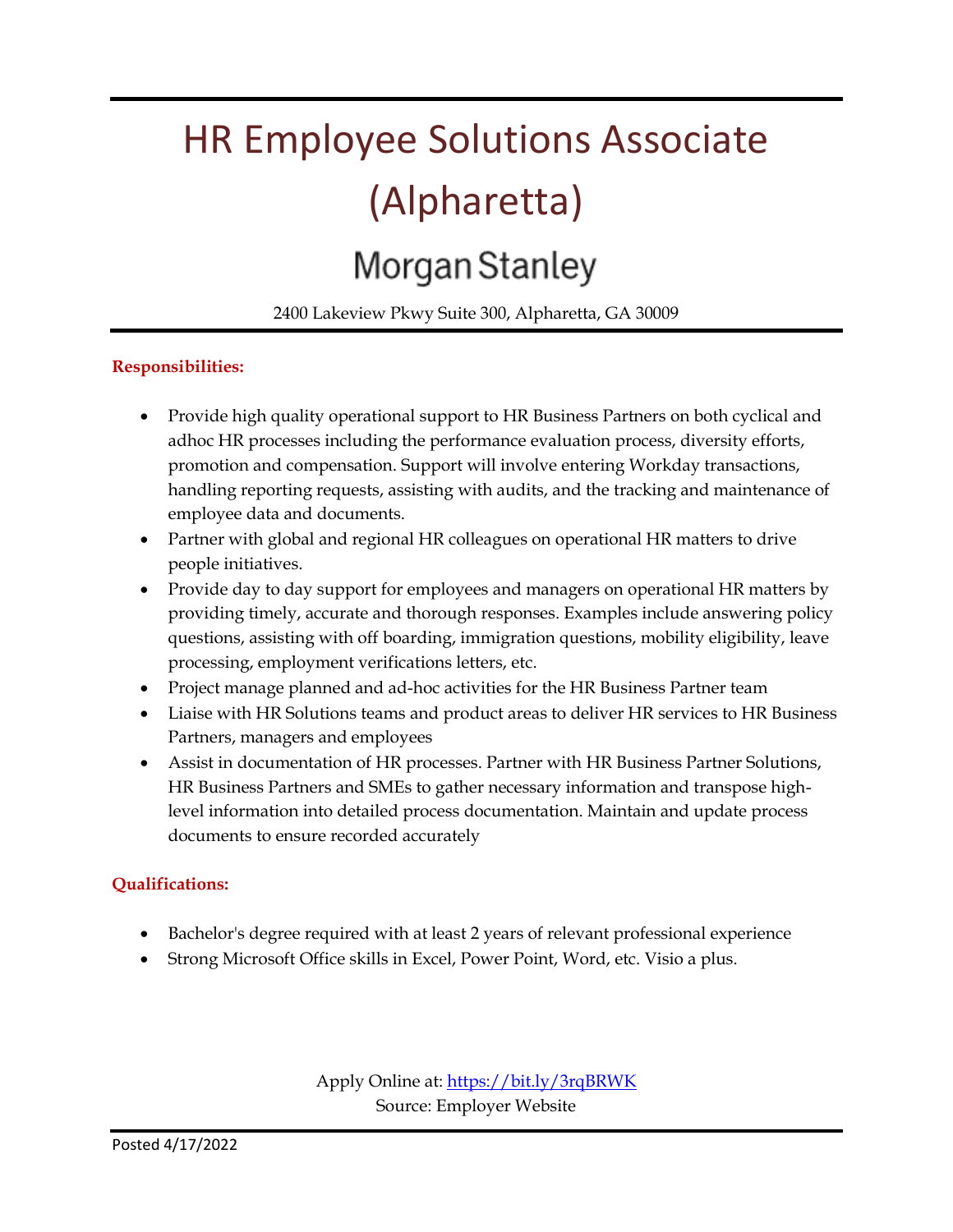# HR Employee Solutions Associate (Alpharetta)

## Morgan Stanley

2400 Lakeview Pkwy Suite 300, Alpharetta, GA 30009

**Responsibilities:**

- Provide high quality operational support to HR Business Partners on both cyclical and adhoc HR processes including the performance evaluation process, diversity efforts, promotion and compensation. Support will involve entering Workday transactions, handling reporting requests, assisting with audits, and the tracking and maintenance of employee data and documents.
- Partner with global and regional HR colleagues on operational HR matters to drive people initiatives.
- Provide day to day support for employees and managers on operational HR matters by providing timely, accurate and thorough responses. Examples include answering policy questions, assisting with off boarding, immigration questions, mobility eligibility, leave processing, employment verifications letters, etc.
- Project manage planned and ad-hoc activities for the HR Business Partner team
- Liaise with HR Solutions teams and product areas to deliver HR services to HR Business Partners, managers and employees
- Assist in documentation of HR processes. Partner with HR Business Partner Solutions, HR Business Partners and SMEs to gather necessary information and transpose high-level information into detailed process documentation. Maintain and update process documents to ensure recorded accurately

**Qualifications:**

- Bachelor's degree required with at least 2 years of relevant professional experience
- Strong Microsoft Office skills in Excel, Power Point, Word, etc. Visio a plus.

Apply Online at: https://bit.ly/3rqBRWK
Source: Employer Website

Posted 4/17/2022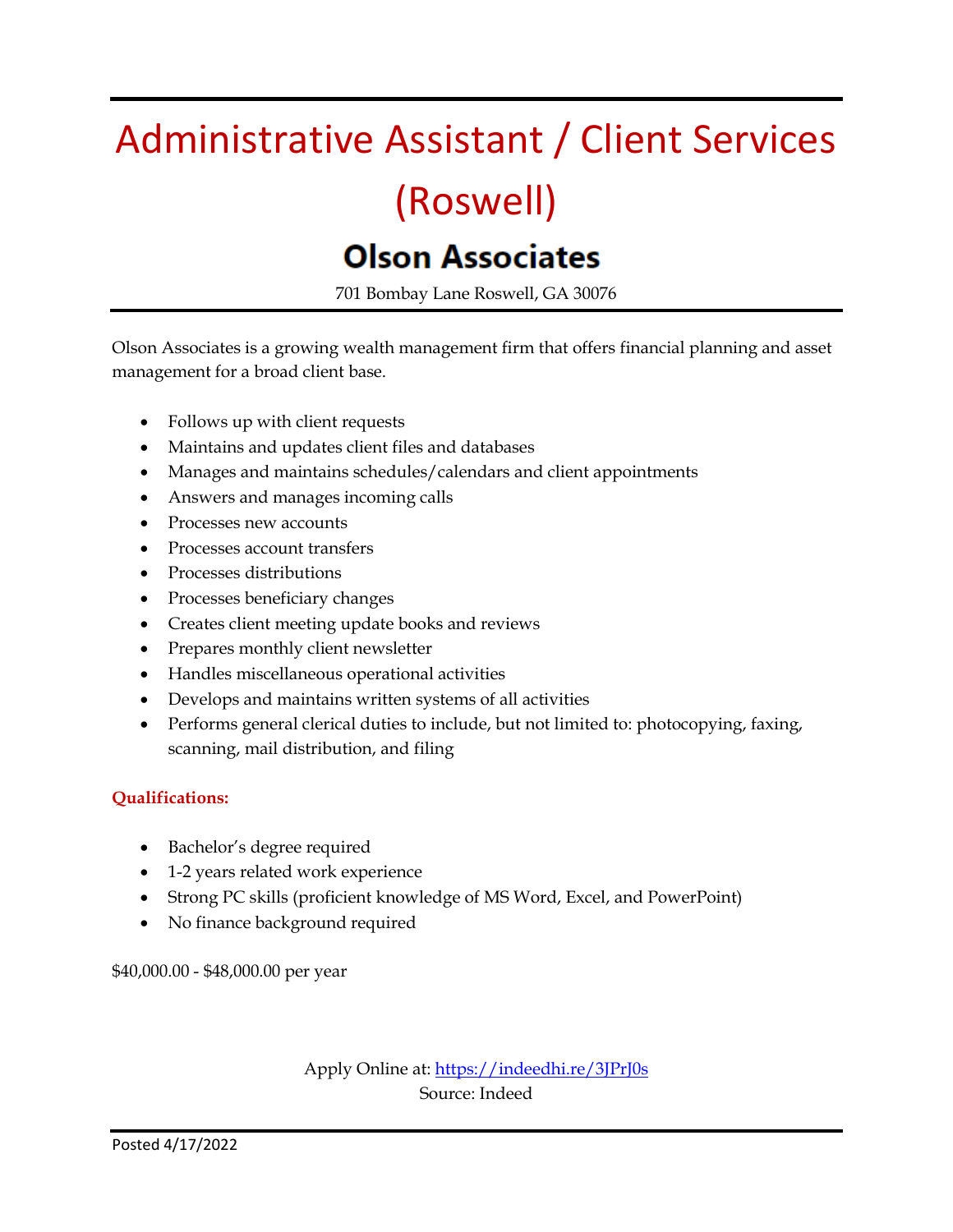# Administrative Assistant / Client Services (Roswell)

## Olson Associates

701 Bombay Lane Roswell, GA 30076

Olson Associates is a growing wealth management firm that offers financial planning and asset management for a broad client base.

- Follows up with client requests
- Maintains and updates client files and databases
- Manages and maintains schedules/calendars and client appointments
- Answers and manages incoming calls
- Processes new accounts
- Processes account transfers
- Processes distributions
- Processes beneficiary changes
- Creates client meeting update books and reviews
- Prepares monthly client newsletter
- Handles miscellaneous operational activities
- Develops and maintains written systems of all activities
- Performs general clerical duties to include, but not limited to: photocopying, faxing, scanning, mail distribution, and filing

**Qualifications:**

- Bachelor's degree required
- 1-2 years related work experience
- Strong PC skills (proficient knowledge of MS Word, Excel, and PowerPoint)
- No finance background required

$40,000.00 - $48,000.00 per year

Apply Online at: https://indeedhi.re/3JPrJ0s
Source: Indeed

Posted 4/17/2022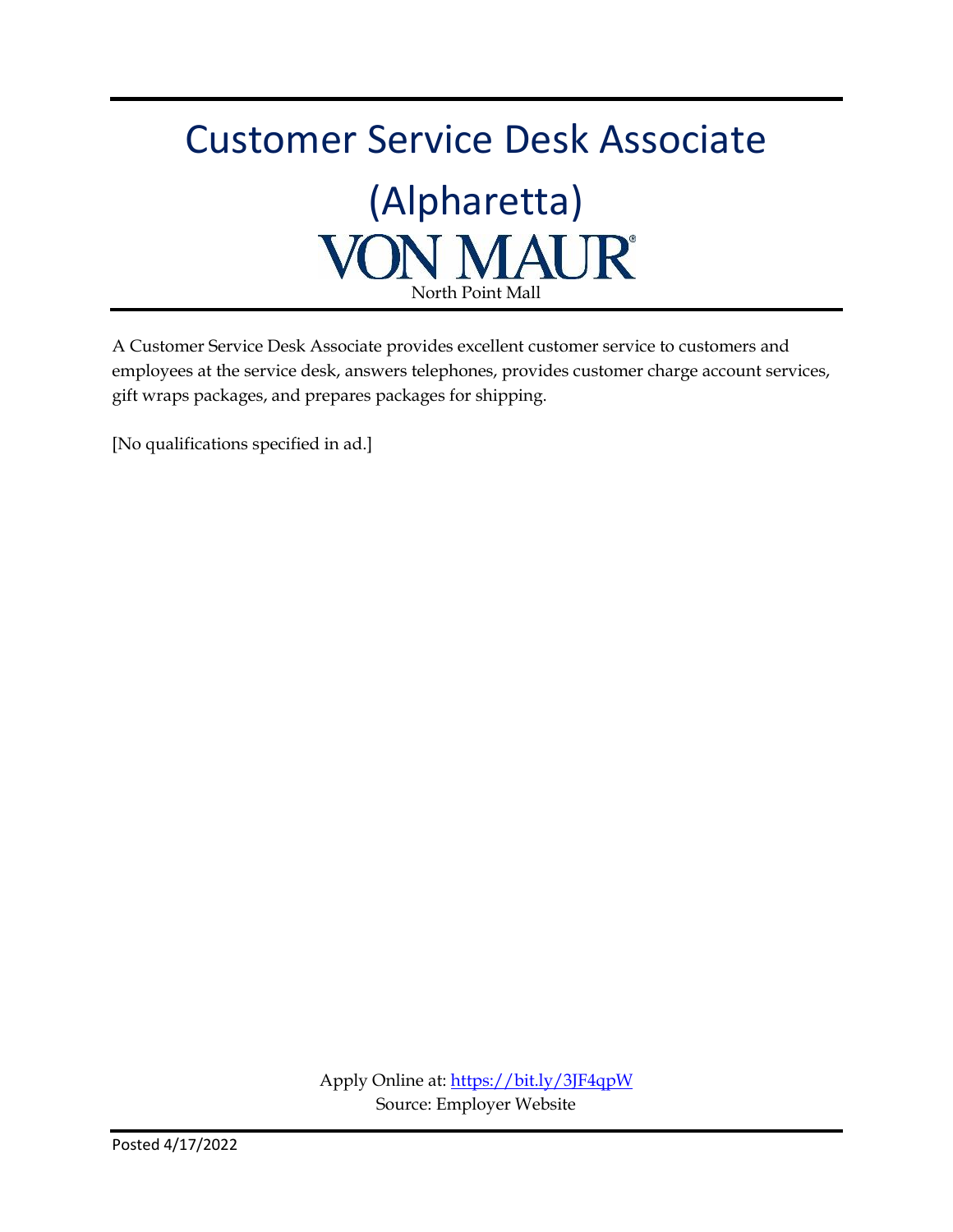# Customer Service Desk Associate (Alpharetta)

VON MAUR

North Point Mall

A Customer Service Desk Associate provides excellent customer service to customers and employees at the service desk, answers telephones, provides customer charge account services, gift wraps packages, and prepares packages for shipping.

[No qualifications specified in ad.]

Apply Online at: https://bit.ly/3JF4qpW

Source: Employer Website

Posted 4/17/2022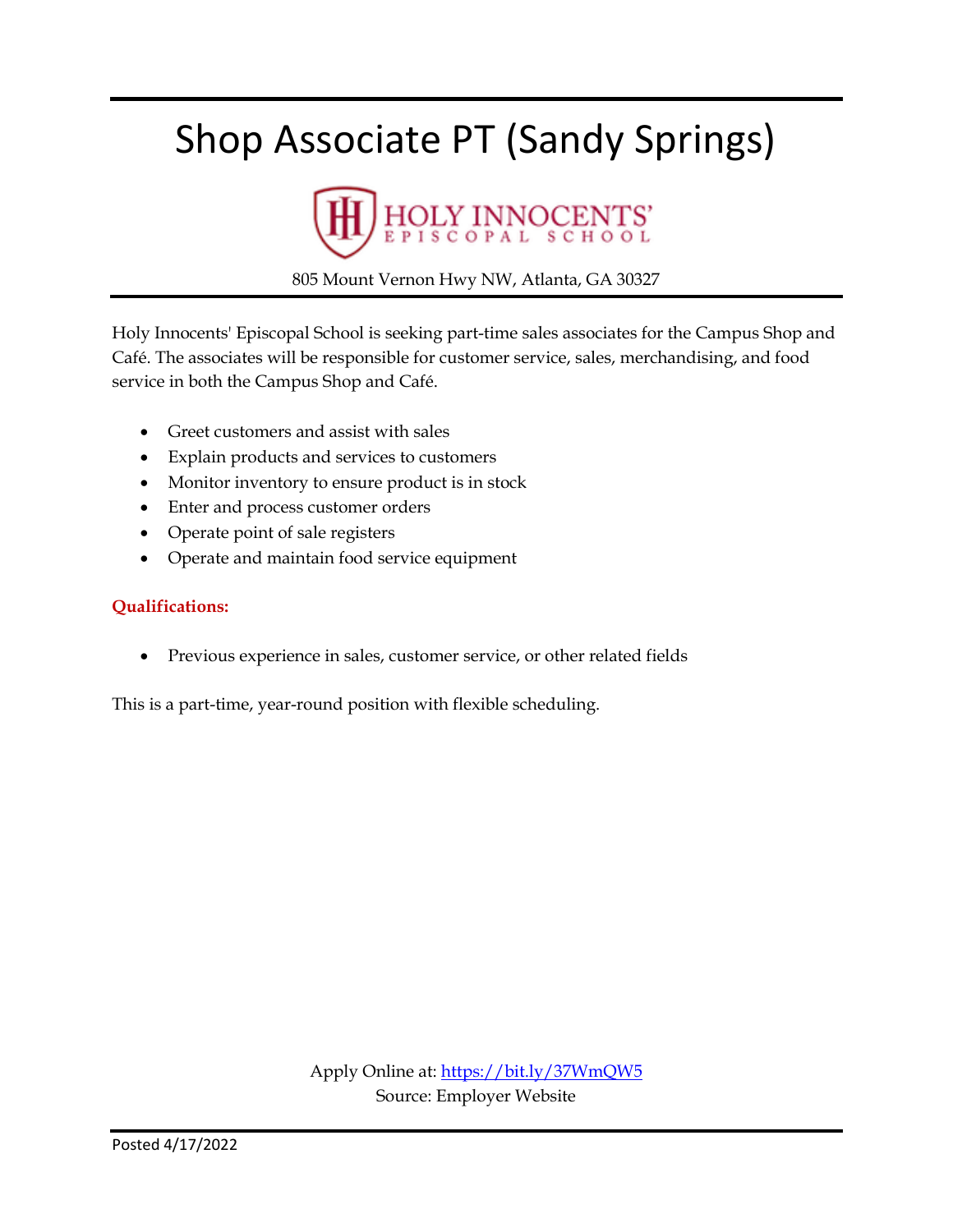# Shop Associate PT (Sandy Springs)

HOLY INNOCENTS'
EPISCOPAL SCHOOL

805 Mount Vernon Hwy NW, Atlanta, GA 30327

Holy Innocents' Episcopal School is seeking part-time sales associates for the Campus Shop and Café. The associates will be responsible for customer service, sales, merchandising, and food service in both the Campus Shop and Café.

- Greet customers and assist with sales
- Explain products and services to customers
- Monitor inventory to ensure product is in stock
- Enter and process customer orders
- Operate point of sale registers
- Operate and maintain food service equipment

**Qualifications:**

- Previous experience in sales, customer service, or other related fields

This is a part-time, year-round position with flexible scheduling.

Apply Online at: https://bit.ly/37WmQW5
Source: Employer Website

Posted 4/17/2022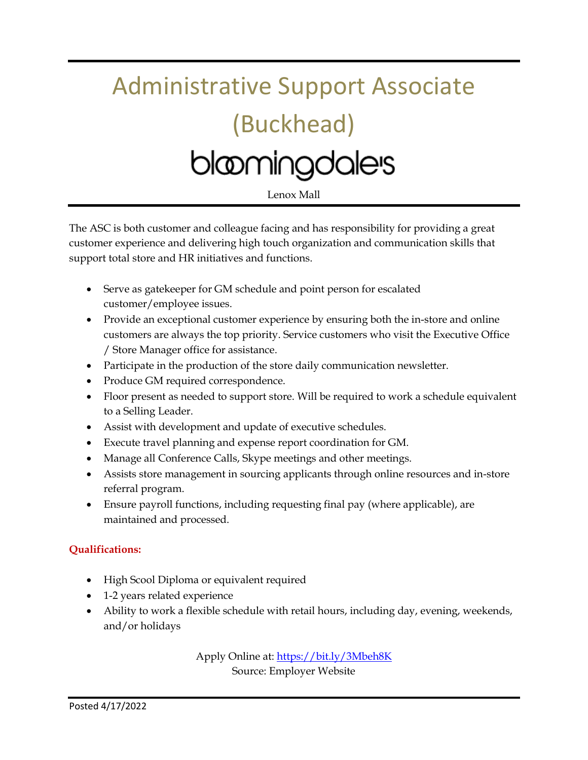# Administrative Support Associate (Buckhead)

bloomingdale's

Lenox Mall

The ASC is both customer and colleague facing and has responsibility for providing a great customer experience and delivering high touch organization and communication skills that support total store and HR initiatives and functions.

- Serve as gatekeeper for GM schedule and point person for escalated customer/employee issues.
- Provide an exceptional customer experience by ensuring both the in-store and online customers are always the top priority. Service customers who visit the Executive Office / Store Manager office for assistance.
- Participate in the production of the store daily communication newsletter.
- Produce GM required correspondence.
- Floor present as needed to support store. Will be required to work a schedule equivalent to a Selling Leader.
- Assist with development and update of executive schedules.
- Execute travel planning and expense report coordination for GM.
- Manage all Conference Calls, Skype meetings and other meetings.
- Assists store management in sourcing applicants through online resources and in-store referral program.
- Ensure payroll functions, including requesting final pay (where applicable), are maintained and processed.

**Qualifications:**

- High Scool Diploma or equivalent required
- 1-2 years related experience
- Ability to work a flexible schedule with retail hours, including day, evening, weekends, and/or holidays

Apply Online at: https://bit.ly/3Mbeh8K
Source: Employer Website

Posted 4/17/2022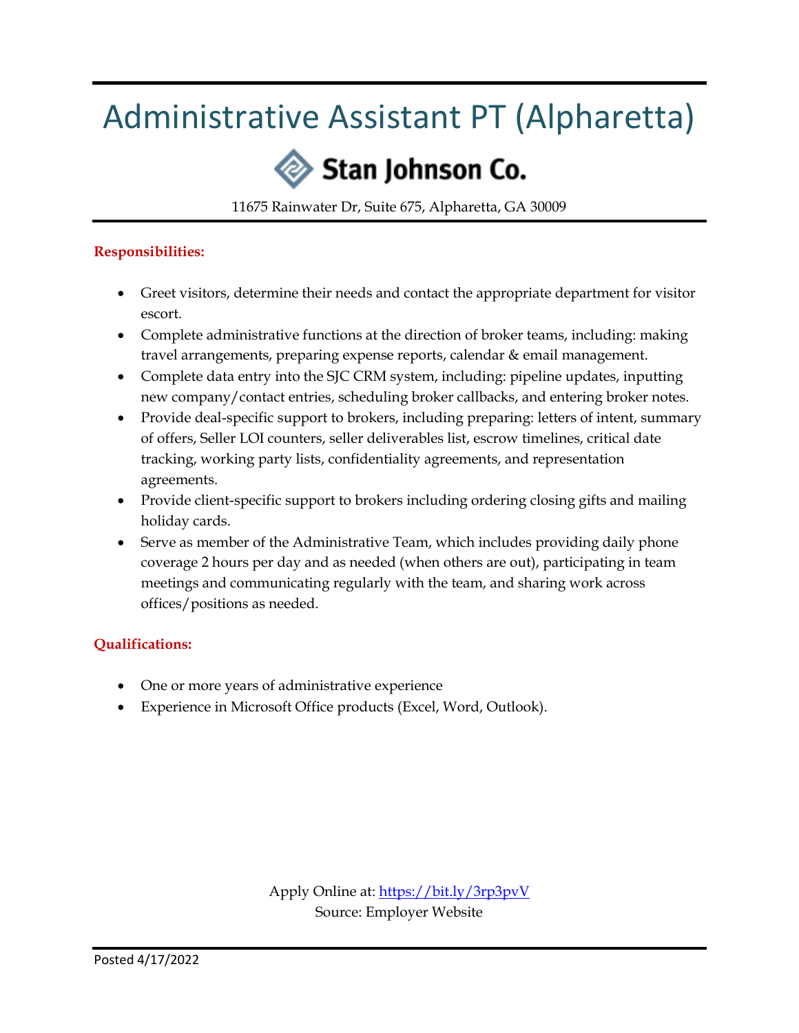# Administrative Assistant PT (Alpharetta)

**Stan Johnson Co.**

11675 Rainwater Dr, Suite 675, Alpharetta, GA 30009

**Responsibilities:**

- Greet visitors, determine their needs and contact the appropriate department for visitor escort.
- Complete administrative functions at the direction of broker teams, including: making travel arrangements, preparing expense reports, calendar & email management.
- Complete data entry into the SJC CRM system, including: pipeline updates, inputting new company/contact entries, scheduling broker callbacks, and entering broker notes.
- Provide deal-specific support to brokers, including preparing: letters of intent, summary of offers, Seller LOI counters, seller deliverables list, escrow timelines, critical date tracking, working party lists, confidentiality agreements, and representation agreements.
- Provide client-specific support to brokers including ordering closing gifts and mailing holiday cards.
- Serve as member of the Administrative Team, which includes providing daily phone coverage 2 hours per day and as needed (when others are out), participating in team meetings and communicating regularly with the team, and sharing work across offices/positions as needed.

**Qualifications:**

- One or more years of administrative experience
- Experience in Microsoft Office products (Excel, Word, Outlook).

Apply Online at: https://bit.ly/3rp3pvV
Source: Employer Website

Posted 4/17/2022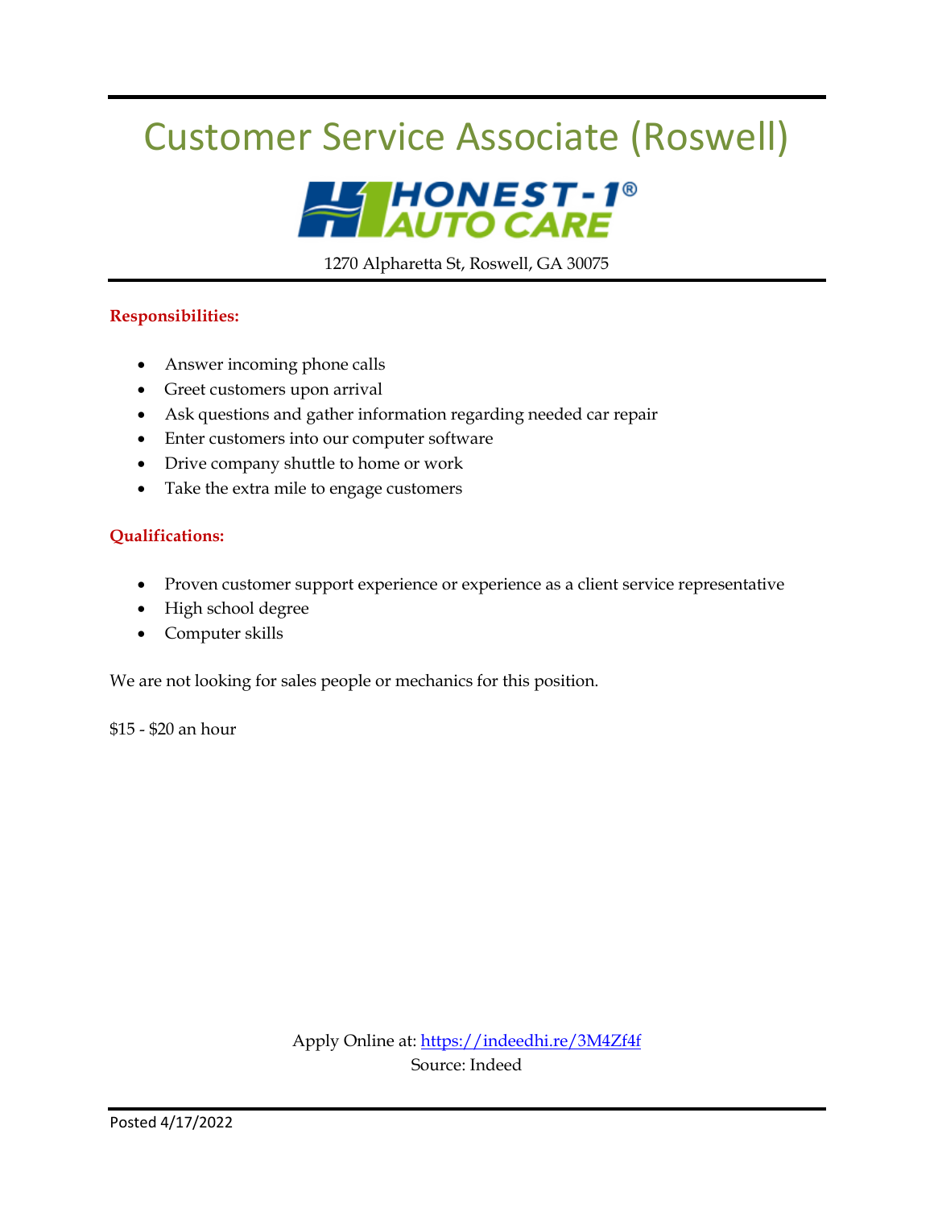# Customer Service Associate (Roswell)

HONEST-1® AUTO CARE

1270 Alpharetta St, Roswell, GA 30075

**Responsibilities:**

- Answer incoming phone calls
- Greet customers upon arrival
- Ask questions and gather information regarding needed car repair
- Enter customers into our computer software
- Drive company shuttle to home or work
- Take the extra mile to engage customers

**Qualifications:**

- Proven customer support experience or experience as a client service representative
- High school degree
- Computer skills

We are not looking for sales people or mechanics for this position.

$15 - $20 an hour

Apply Online at: https://indeedhi.re/3M4Zf4f
Source: Indeed

Posted 4/17/2022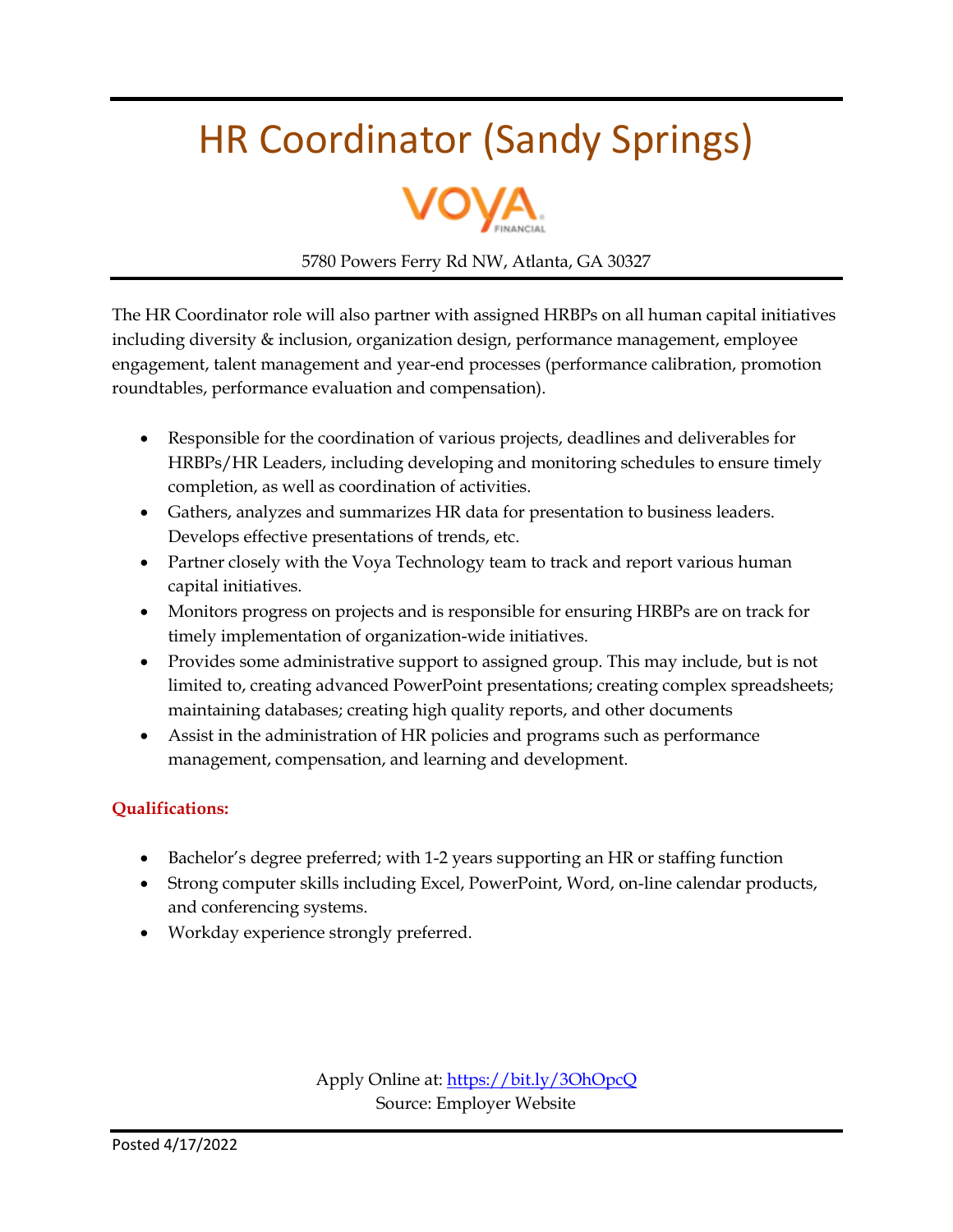# HR Coordinator (Sandy Springs)

VOYA FINANCIAL

5780 Powers Ferry Rd NW, Atlanta, GA 30327

The HR Coordinator role will also partner with assigned HRBPs on all human capital initiatives including diversity & inclusion, organization design, performance management, employee engagement, talent management and year-end processes (performance calibration, promotion roundtables, performance evaluation and compensation).

- Responsible for the coordination of various projects, deadlines and deliverables for HRBPs/HR Leaders, including developing and monitoring schedules to ensure timely completion, as well as coordination of activities.
- Gathers, analyzes and summarizes HR data for presentation to business leaders. Develops effective presentations of trends, etc.
- Partner closely with the Voya Technology team to track and report various human capital initiatives.
- Monitors progress on projects and is responsible for ensuring HRBPs are on track for timely implementation of organization-wide initiatives.
- Provides some administrative support to assigned group. This may include, but is not limited to, creating advanced PowerPoint presentations; creating complex spreadsheets; maintaining databases; creating high quality reports, and other documents
- Assist in the administration of HR policies and programs such as performance management, compensation, and learning and development.

**Qualifications:**

- Bachelor's degree preferred; with 1-2 years supporting an HR or staffing function
- Strong computer skills including Excel, PowerPoint, Word, on-line calendar products, and conferencing systems.
- Workday experience strongly preferred.

Apply Online at: https://bit.ly/3OhOpcQ
Source: Employer Website

Posted 4/17/2022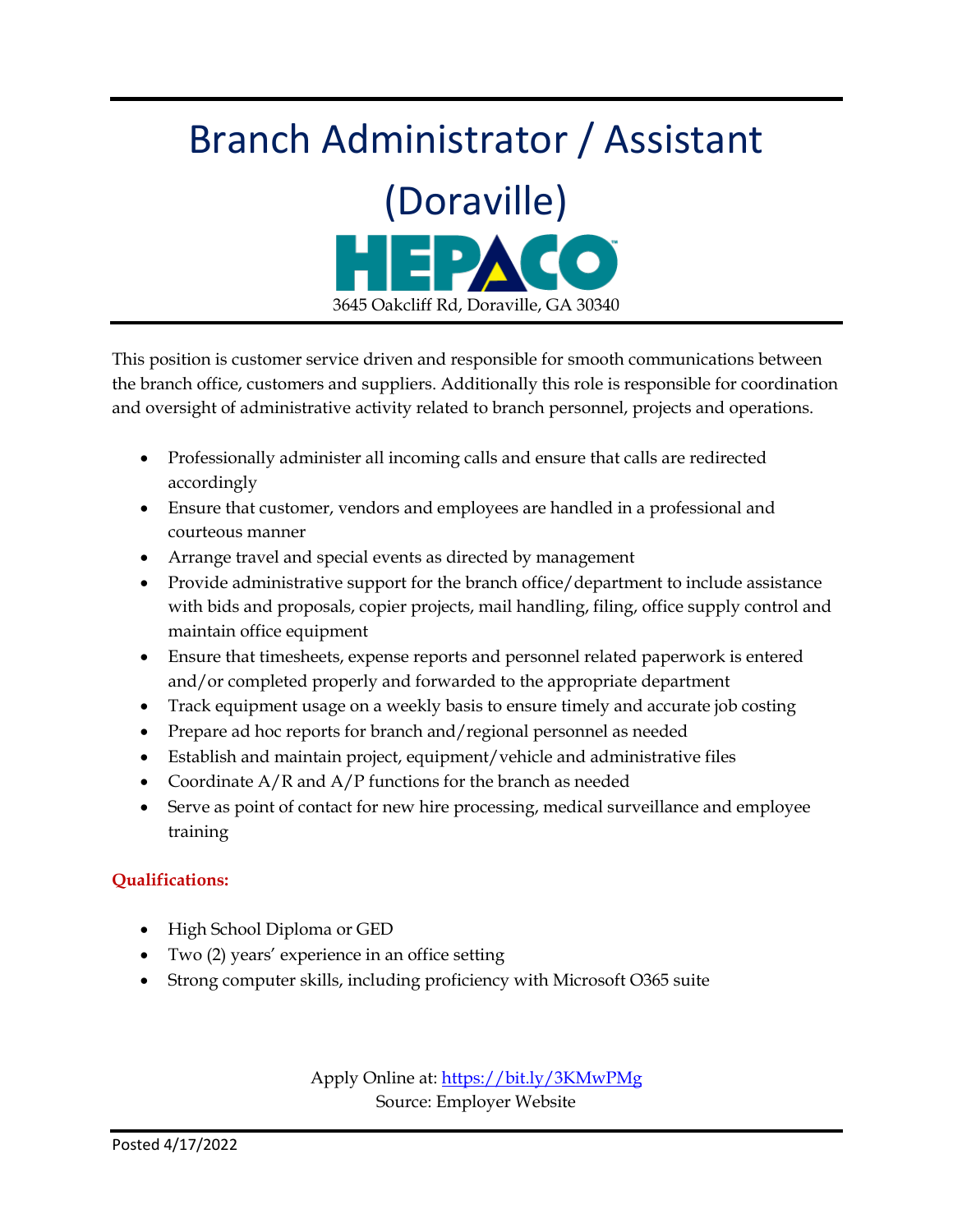# Branch Administrator / Assistant (Doraville)

HEPACO

3645 Oakcliff Rd, Doraville, GA 30340

This position is customer service driven and responsible for smooth communications between the branch office, customers and suppliers. Additionally this role is responsible for coordination and oversight of administrative activity related to branch personnel, projects and operations.

- Professionally administer all incoming calls and ensure that calls are redirected accordingly
- Ensure that customer, vendors and employees are handled in a professional and courteous manner
- Arrange travel and special events as directed by management
- Provide administrative support for the branch office/department to include assistance with bids and proposals, copier projects, mail handling, filing, office supply control and maintain office equipment
- Ensure that timesheets, expense reports and personnel related paperwork is entered and/or completed properly and forwarded to the appropriate department
- Track equipment usage on a weekly basis to ensure timely and accurate job costing
- Prepare ad hoc reports for branch and/regional personnel as needed
- Establish and maintain project, equipment/vehicle and administrative files
- Coordinate A/R and A/P functions for the branch as needed
- Serve as point of contact for new hire processing, medical surveillance and employee training

**Qualifications:**

- High School Diploma or GED
- Two (2) years' experience in an office setting
- Strong computer skills, including proficiency with Microsoft O365 suite

Apply Online at: https://bit.ly/3KMwPMg
Source: Employer Website

Posted 4/17/2022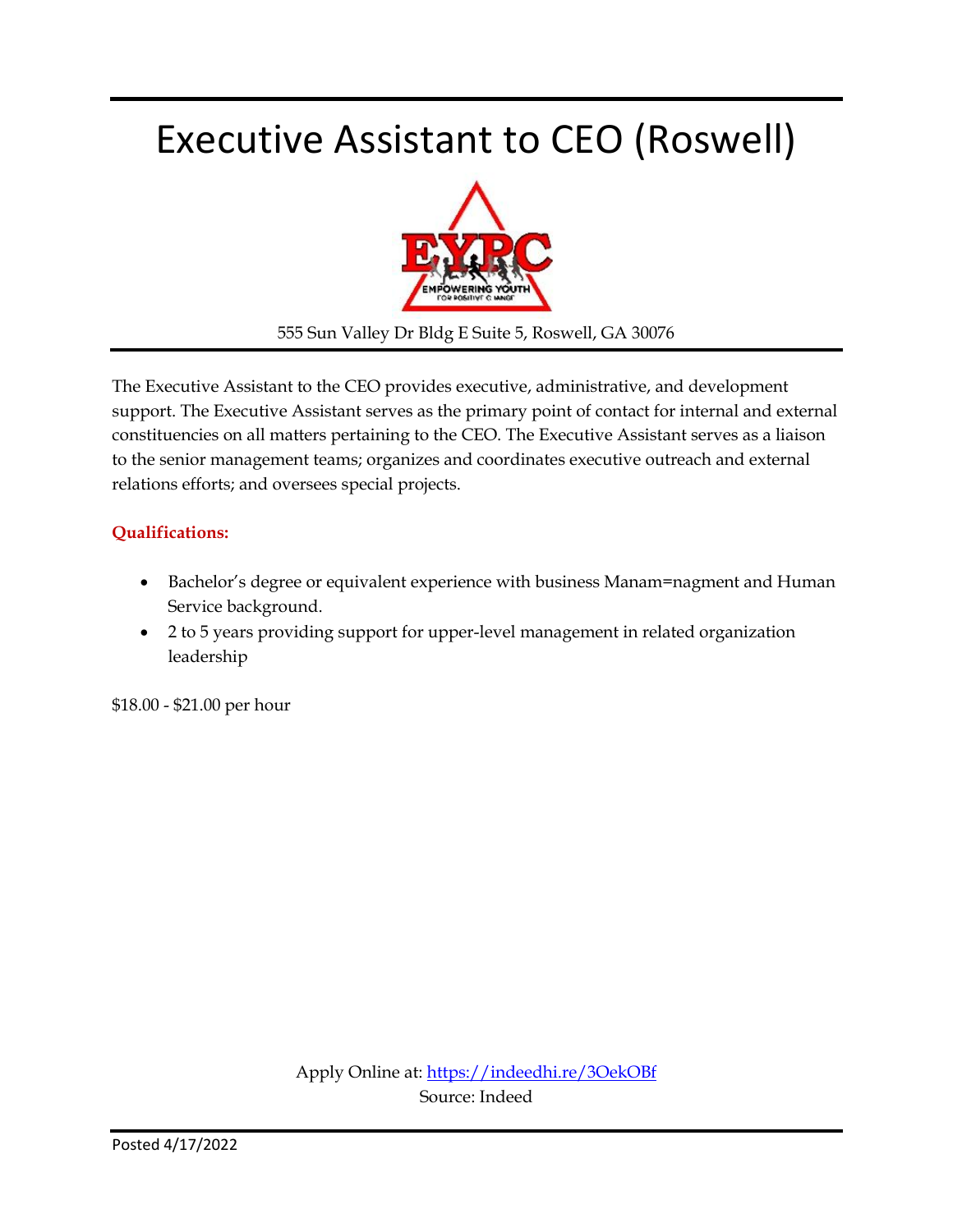# Executive Assistant to CEO (Roswell)

555 Sun Valley Dr Bldg E Suite 5, Roswell, GA 30076

The Executive Assistant to the CEO provides executive, administrative, and development support. The Executive Assistant serves as the primary point of contact for internal and external constituencies on all matters pertaining to the CEO. The Executive Assistant serves as a liaison to the senior management teams; organizes and coordinates executive outreach and external relations efforts; and oversees special projects.

**Qualifications:**

- Bachelor's degree or equivalent experience with business Manam=nagment and Human Service background.
- 2 to 5 years providing support for upper-level management in related organization leadership

$18.00 - $21.00 per hour

Apply Online at: https://indeedhi.re/3OekOBf
Source: Indeed

Posted 4/17/2022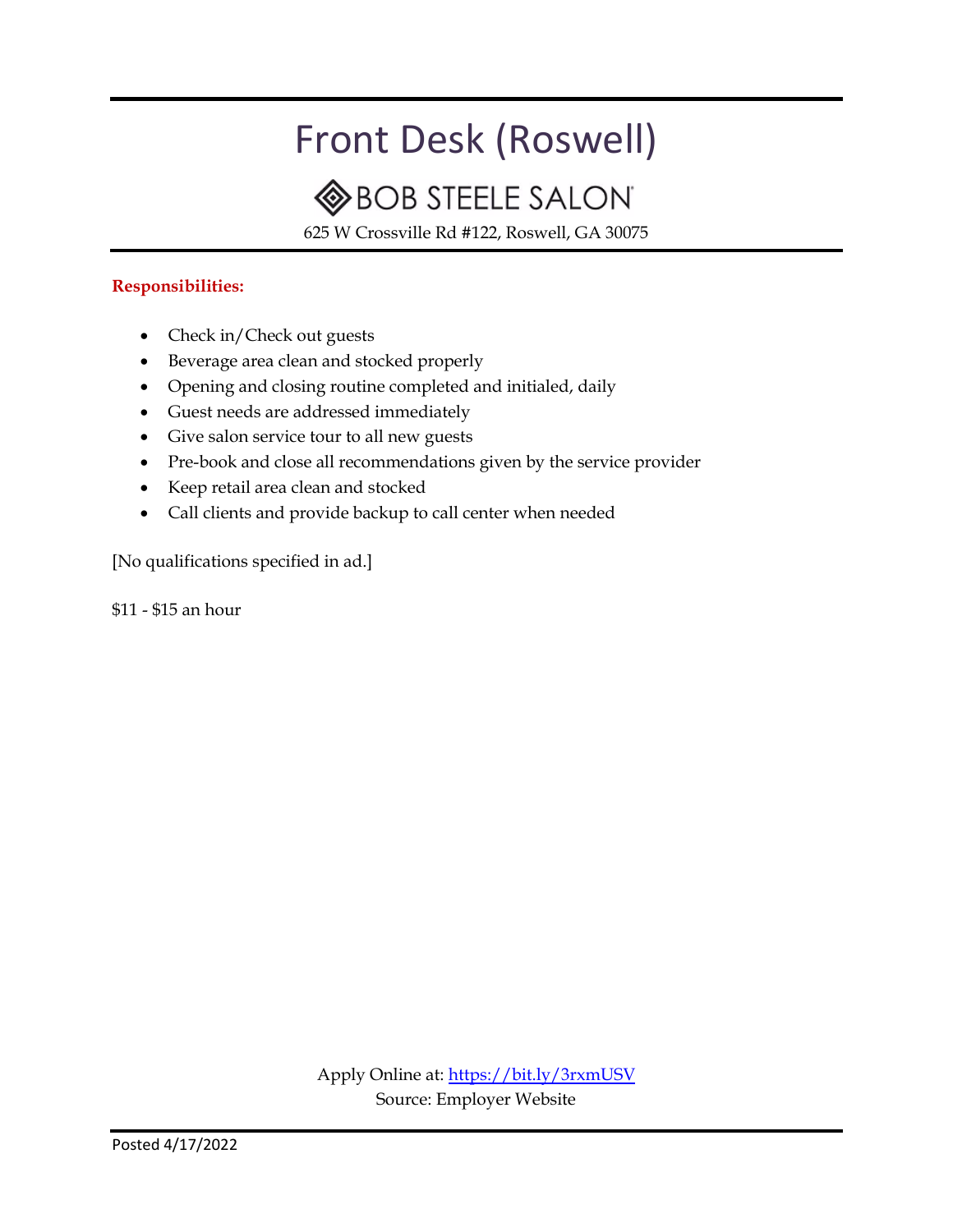# Front Desk (Roswell)

## BOB STEELE SALON

625 W Crossville Rd #122, Roswell, GA 30075

**Responsibilities:**

- Check in/Check out guests
- Beverage area clean and stocked properly
- Opening and closing routine completed and initialed, daily
- Guest needs are addressed immediately
- Give salon service tour to all new guests
- Pre-book and close all recommendations given by the service provider
- Keep retail area clean and stocked
- Call clients and provide backup to call center when needed

[No qualifications specified in ad.]

$11 - $15 an hour

Apply Online at: https://bit.ly/3rxmUSV
Source: Employer Website

Posted 4/17/2022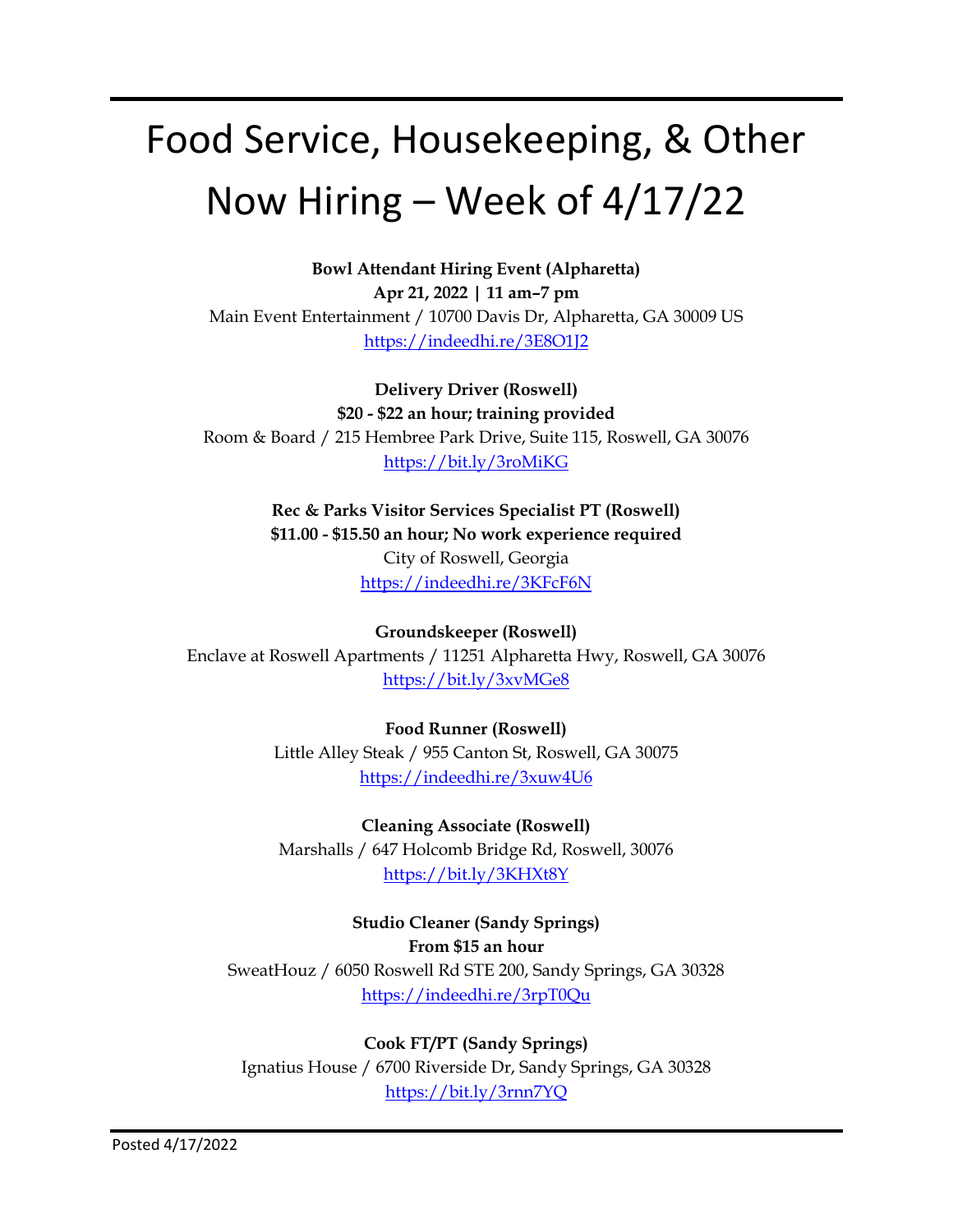# Food Service, Housekeeping, & Other Now Hiring – Week of 4/17/22

**Bowl Attendant Hiring Event (Alpharetta)**
**Apr 21, 2022 | 11 am–7 pm**
Main Event Entertainment / 10700 Davis Dr, Alpharetta, GA 30009 US
https://indeedhi.re/3E8O1J2

**Delivery Driver (Roswell)**
**$20 - $22 an hour; training provided**
Room & Board / 215 Hembree Park Drive, Suite 115, Roswell, GA 30076
https://bit.ly/3roMiKG

**Rec & Parks Visitor Services Specialist PT (Roswell)**
**$11.00 - $15.50 an hour; No work experience required**
City of Roswell, Georgia
https://indeedhi.re/3KFcF6N

**Groundskeeper (Roswell)**
Enclave at Roswell Apartments / 11251 Alpharetta Hwy, Roswell, GA 30076
https://bit.ly/3xvMGe8

**Food Runner (Roswell)**
Little Alley Steak / 955 Canton St, Roswell, GA 30075
https://indeedhi.re/3xuw4U6

**Cleaning Associate (Roswell)**
Marshalls / 647 Holcomb Bridge Rd, Roswell, 30076
https://bit.ly/3KHXt8Y

**Studio Cleaner (Sandy Springs)**
**From $15 an hour**
SweatHouz / 6050 Roswell Rd STE 200, Sandy Springs, GA 30328
https://indeedhi.re/3rpT0Qu

**Cook FT/PT (Sandy Springs)**
Ignatius House / 6700 Riverside Dr, Sandy Springs, GA 30328
https://bit.ly/3rnn7YQ

Posted 4/17/2022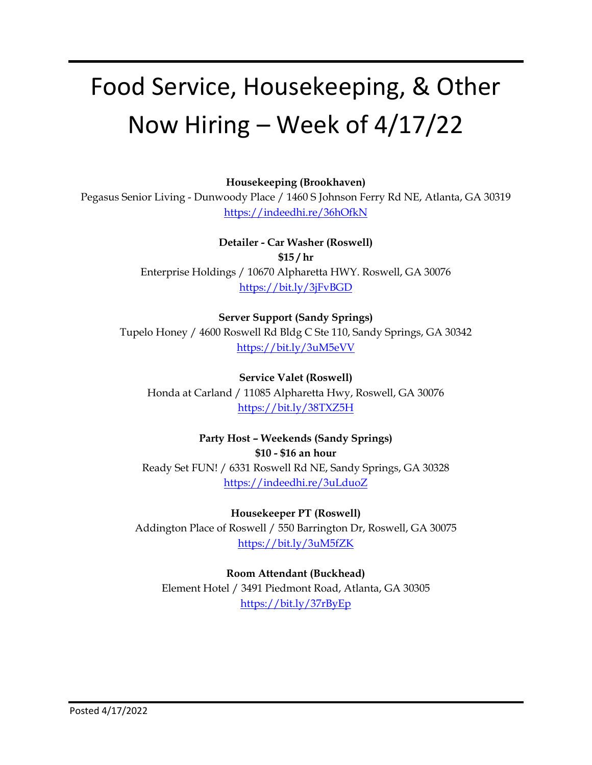# Food Service, Housekeeping, & Other Now Hiring – Week of 4/17/22

**Housekeeping (Brookhaven)**
Pegasus Senior Living - Dunwoody Place / 1460 S Johnson Ferry Rd NE, Atlanta, GA 30319
https://indeedhi.re/36hOfkN

**Detailer - Car Washer (Roswell)**
**$15 / hr**
Enterprise Holdings / 10670 Alpharetta HWY. Roswell, GA 30076
https://bit.ly/3jFvBGD

**Server Support (Sandy Springs)**
Tupelo Honey / 4600 Roswell Rd Bldg C Ste 110, Sandy Springs, GA 30342
https://bit.ly/3uM5eVV

**Service Valet (Roswell)**
Honda at Carland / 11085 Alpharetta Hwy, Roswell, GA 30076
https://bit.ly/38TXZ5H

**Party Host – Weekends (Sandy Springs)**
**$10 - $16 an hour**
Ready Set FUN! / 6331 Roswell Rd NE, Sandy Springs, GA 30328
https://indeedhi.re/3uLduoZ

**Housekeeper PT (Roswell)**
Addington Place of Roswell / 550 Barrington Dr, Roswell, GA 30075
https://bit.ly/3uM5fZK

**Room Attendant (Buckhead)**
Element Hotel / 3491 Piedmont Road, Atlanta, GA 30305
https://bit.ly/37rByEp

Posted 4/17/2022